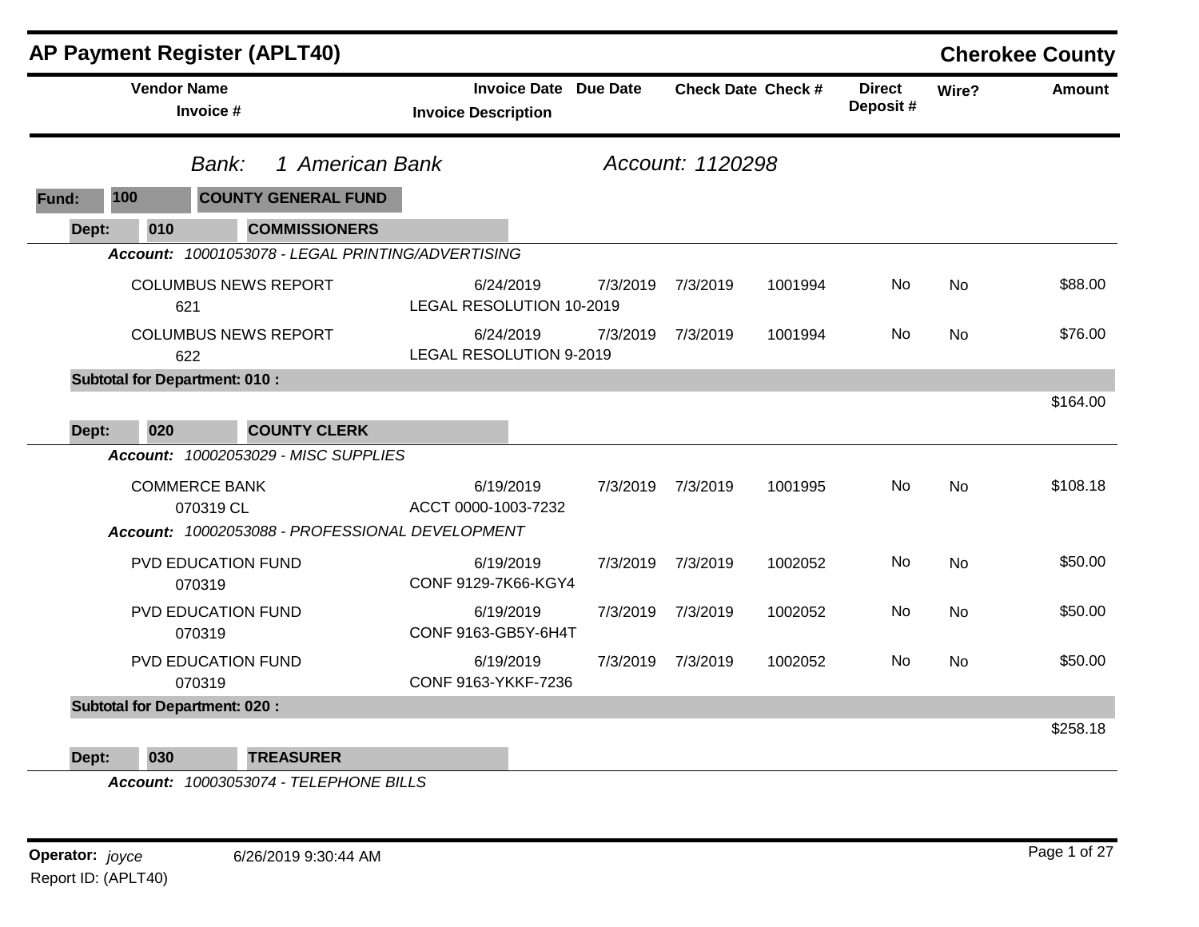# AP Payment Register (APLT40)

**Cherokee County**

*Bank:* *1 American Bank* *Account: 1120298*

**Fund: 100 COUNTY GENERAL FUND**

**Dept: 010 COMMISSIONERS**

***Account:*** *10001053078 - LEGAL PRINTING/ADVERTISING*

| Vendor Name / Invoice # | Invoice Date / Invoice Description | Due Date | Check Date | Check # | Direct Deposit # | Wire? | Amount |
|---|---|---|---|---|---|---|---|
| COLUMBUS NEWS REPORT<br>621 | 6/24/2019<br>LEGAL RESOLUTION 10-2019 | 7/3/2019 | 7/3/2019 | 1001994 | No | No | $88.00 |
| COLUMBUS NEWS REPORT<br>622 | 6/24/2019<br>LEGAL RESOLUTION 9-2019 | 7/3/2019 | 7/3/2019 | 1001994 | No | No | $76.00 |
| **Subtotal for Department: 010 :** | | | | | | | $164.00 |

**Dept: 020 COUNTY CLERK**

***Account:*** *10002053029 - MISC SUPPLIES*

| Vendor Name / Invoice # | Invoice Date / Invoice Description | Due Date | Check Date | Check # | Direct Deposit # | Wire? | Amount |
|---|---|---|---|---|---|---|---|
| COMMERCE BANK<br>070319 CL | 6/19/2019<br>ACCT 0000-1003-7232 | 7/3/2019 | 7/3/2019 | 1001995 | No | No | $108.18 |

***Account:*** *10002053088 - PROFESSIONAL DEVELOPMENT*

| Vendor Name / Invoice # | Invoice Date / Invoice Description | Due Date | Check Date | Check # | Direct Deposit # | Wire? | Amount |
|---|---|---|---|---|---|---|---|
| PVD EDUCATION FUND<br>070319 | 6/19/2019<br>CONF 9129-7K66-KGY4 | 7/3/2019 | 7/3/2019 | 1002052 | No | No | $50.00 |
| PVD EDUCATION FUND<br>070319 | 6/19/2019<br>CONF 9163-GB5Y-6H4T | 7/3/2019 | 7/3/2019 | 1002052 | No | No | $50.00 |
| PVD EDUCATION FUND<br>070319 | 6/19/2019<br>CONF 9163-YKKF-7236 | 7/3/2019 | 7/3/2019 | 1002052 | No | No | $50.00 |
| **Subtotal for Department: 020 :** | | | | | | | $258.18 |

**Dept: 030 TREASURER**

***Account:*** *10003053074 - TELEPHONE BILLS*

**Operator:** *joyce* 6/26/2019 9:30:44 AM
Report ID: (APLT40)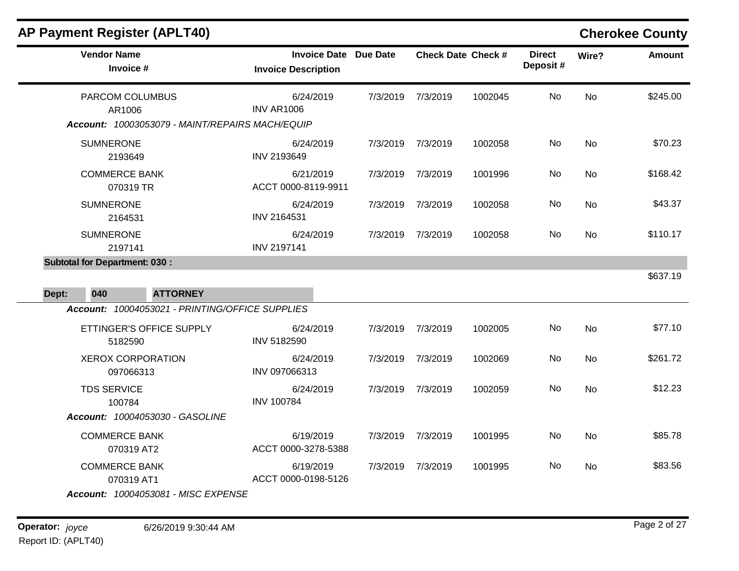## AP Payment Register (APLT40)

**Cherokee County**

| Vendor Name / Invoice # | Invoice Date / Invoice Description | Due Date | Check Date | Check # | Direct Deposit # | Wire? | Amount |
|---|---|---|---|---|---|---|---|
| PARCOM COLUMBUS<br>AR1006 | 6/24/2019<br>INV AR1006 | 7/3/2019 | 7/3/2019 | 1002045 | No | No | $245.00 |

***Account:** 10003053079 - MAINT/REPAIRS MACH/EQUIP*

| Vendor Name / Invoice # | Invoice Date / Invoice Description | Due Date | Check Date | Check # | Direct Deposit # | Wire? | Amount |
|---|---|---|---|---|---|---|---|
| SUMNERONE<br>2193649 | 6/24/2019<br>INV 2193649 | 7/3/2019 | 7/3/2019 | 1002058 | No | No | $70.23 |
| COMMERCE BANK<br>070319 TR | 6/21/2019<br>ACCT 0000-8119-9911 | 7/3/2019 | 7/3/2019 | 1001996 | No | No | $168.42 |
| SUMNERONE<br>2164531 | 6/24/2019<br>INV 2164531 | 7/3/2019 | 7/3/2019 | 1002058 | No | No | $43.37 |
| SUMNERONE<br>2197141 | 6/24/2019<br>INV 2197141 | 7/3/2019 | 7/3/2019 | 1002058 | No | No | $110.17 |

**Subtotal for Department: 030 :** $637.19

**Dept: 040 ATTORNEY**

***Account:** 10004053021 - PRINTING/OFFICE SUPPLIES*

| Vendor Name / Invoice # | Invoice Date / Invoice Description | Due Date | Check Date | Check # | Direct Deposit # | Wire? | Amount |
|---|---|---|---|---|---|---|---|
| ETTINGER'S OFFICE SUPPLY<br>5182590 | 6/24/2019<br>INV 5182590 | 7/3/2019 | 7/3/2019 | 1002005 | No | No | $77.10 |
| XEROX CORPORATION<br>097066313 | 6/24/2019<br>INV 097066313 | 7/3/2019 | 7/3/2019 | 1002069 | No | No | $261.72 |
| TDS SERVICE<br>100784 | 6/24/2019<br>INV 100784 | 7/3/2019 | 7/3/2019 | 1002059 | No | No | $12.23 |

***Account:** 10004053030 - GASOLINE*

| Vendor Name / Invoice # | Invoice Date / Invoice Description | Due Date | Check Date | Check # | Direct Deposit # | Wire? | Amount |
|---|---|---|---|---|---|---|---|
| COMMERCE BANK<br>070319 AT2 | 6/19/2019<br>ACCT 0000-3278-5388 | 7/3/2019 | 7/3/2019 | 1001995 | No | No | $85.78 |
| COMMERCE BANK<br>070319 AT1 | 6/19/2019<br>ACCT 0000-0198-5126 | 7/3/2019 | 7/3/2019 | 1001995 | No | No | $83.56 |

***Account:** 10004053081 - MISC EXPENSE*

**Operator:** *joyce* 6/26/2019 9:30:44 AM
Report ID: (APLT40)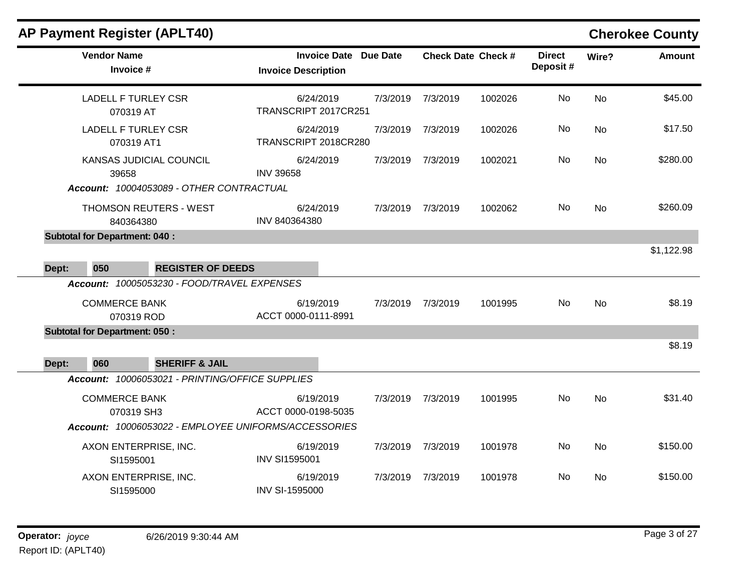## AP Payment Register (APLT40)

**Cherokee County**

| Vendor Name / Invoice # | Invoice Date / Invoice Description | Due Date | Check Date | Check # | Direct Deposit # | Wire? | Amount |
|---|---|---|---|---|---|---|---|
| LADELL F TURLEY CSR<br>070319 AT | 6/24/2019<br>TRANSCRIPT 2017CR251 | 7/3/2019 | 7/3/2019 | 1002026 | No | No | $45.00 |
| LADELL F TURLEY CSR<br>070319 AT1 | 6/24/2019<br>TRANSCRIPT 2018CR280 | 7/3/2019 | 7/3/2019 | 1002026 | No | No | $17.50 |
| KANSAS JUDICIAL COUNCIL<br>39658 | 6/24/2019<br>INV 39658 | 7/3/2019 | 7/3/2019 | 1002021 | No | No | $280.00 |
| ***Account:*** *10004053089 - OTHER CONTRACTUAL* | | | | | | | |
| THOMSON REUTERS - WEST<br>840364380 | 6/24/2019<br>INV 840364380 | 7/3/2019 | 7/3/2019 | 1002062 | No | No | $260.09 |
| **Subtotal for Department: 040 :** | | | | | | | $1,122.98 |
| **Dept: 050 REGISTER OF DEEDS** | | | | | | | |
| ***Account:*** *10005053230 - FOOD/TRAVEL EXPENSES* | | | | | | | |
| COMMERCE BANK<br>070319 ROD | 6/19/2019<br>ACCT 0000-0111-8991 | 7/3/2019 | 7/3/2019 | 1001995 | No | No | $8.19 |
| **Subtotal for Department: 050 :** | | | | | | | $8.19 |
| **Dept: 060 SHERIFF & JAIL** | | | | | | | |
| ***Account:*** *10006053021 - PRINTING/OFFICE SUPPLIES* | | | | | | | |
| COMMERCE BANK<br>070319 SH3 | 6/19/2019<br>ACCT 0000-0198-5035 | 7/3/2019 | 7/3/2019 | 1001995 | No | No | $31.40 |
| ***Account:*** *10006053022 - EMPLOYEE UNIFORMS/ACCESSORIES* | | | | | | | |
| AXON ENTERPRISE, INC.<br>SI1595001 | 6/19/2019<br>INV SI1595001 | 7/3/2019 | 7/3/2019 | 1001978 | No | No | $150.00 |
| AXON ENTERPRISE, INC.<br>SI1595000 | 6/19/2019<br>INV SI-1595000 | 7/3/2019 | 7/3/2019 | 1001978 | No | No | $150.00 |

**Operator:** *joyce* 6/26/2019 9:30:44 AM

Report ID: (APLT40)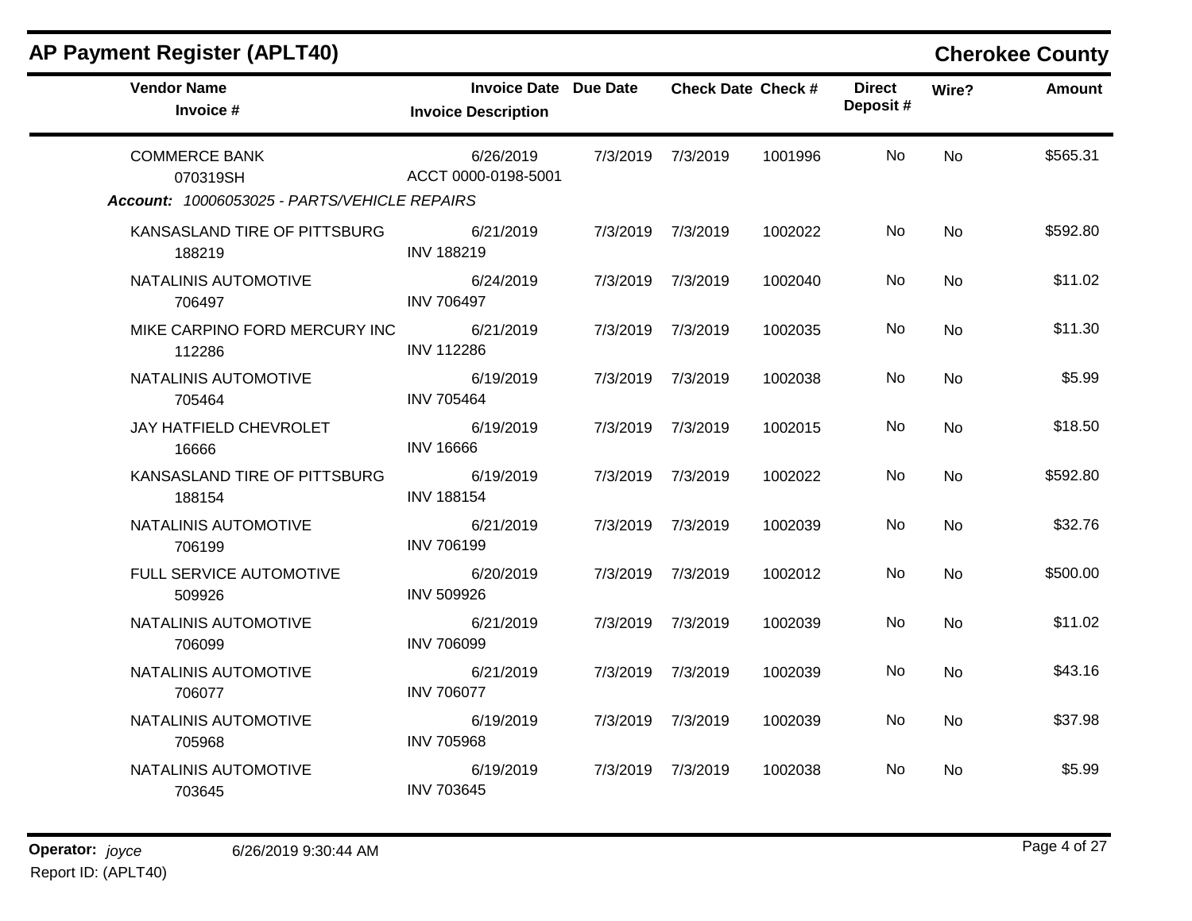## AP Payment Register (APLT40)

**Cherokee County**

| Vendor Name / Invoice # | Invoice Date / Invoice Description | Due Date | Check Date | Check # | Direct Deposit # | Wire? | Amount |
|---|---|---|---|---|---|---|---|
| COMMERCE BANK<br>070319SH | 6/26/2019<br>ACCT 0000-0198-5001 | 7/3/2019 | 7/3/2019 | 1001996 | No | No | $565.31 |

***Account:* 10006053025 - PARTS/VEHICLE REPAIRS**

| Vendor Name / Invoice # | Invoice Date / Invoice Description | Due Date | Check Date | Check # | Direct Deposit # | Wire? | Amount |
|---|---|---|---|---|---|---|---|
| KANSASLAND TIRE OF PITTSBURG<br>188219 | 6/21/2019<br>INV 188219 | 7/3/2019 | 7/3/2019 | 1002022 | No | No | $592.80 |
| NATALINIS AUTOMOTIVE<br>706497 | 6/24/2019<br>INV 706497 | 7/3/2019 | 7/3/2019 | 1002040 | No | No | $11.02 |
| MIKE CARPINO FORD MERCURY INC<br>112286 | 6/21/2019<br>INV 112286 | 7/3/2019 | 7/3/2019 | 1002035 | No | No | $11.30 |
| NATALINIS AUTOMOTIVE<br>705464 | 6/19/2019<br>INV 705464 | 7/3/2019 | 7/3/2019 | 1002038 | No | No | $5.99 |
| JAY HATFIELD CHEVROLET<br>16666 | 6/19/2019<br>INV 16666 | 7/3/2019 | 7/3/2019 | 1002015 | No | No | $18.50 |
| KANSASLAND TIRE OF PITTSBURG<br>188154 | 6/19/2019<br>INV 188154 | 7/3/2019 | 7/3/2019 | 1002022 | No | No | $592.80 |
| NATALINIS AUTOMOTIVE<br>706199 | 6/21/2019<br>INV 706199 | 7/3/2019 | 7/3/2019 | 1002039 | No | No | $32.76 |
| FULL SERVICE AUTOMOTIVE<br>509926 | 6/20/2019<br>INV 509926 | 7/3/2019 | 7/3/2019 | 1002012 | No | No | $500.00 |
| NATALINIS AUTOMOTIVE<br>706099 | 6/21/2019<br>INV 706099 | 7/3/2019 | 7/3/2019 | 1002039 | No | No | $11.02 |
| NATALINIS AUTOMOTIVE<br>706077 | 6/21/2019<br>INV 706077 | 7/3/2019 | 7/3/2019 | 1002039 | No | No | $43.16 |
| NATALINIS AUTOMOTIVE<br>705968 | 6/19/2019<br>INV 705968 | 7/3/2019 | 7/3/2019 | 1002039 | No | No | $37.98 |
| NATALINIS AUTOMOTIVE<br>703645 | 6/19/2019<br>INV 703645 | 7/3/2019 | 7/3/2019 | 1002038 | No | No | $5.99 |

**Operator:** *joyce* 6/26/2019 9:30:44 AM
Report ID: (APLT40)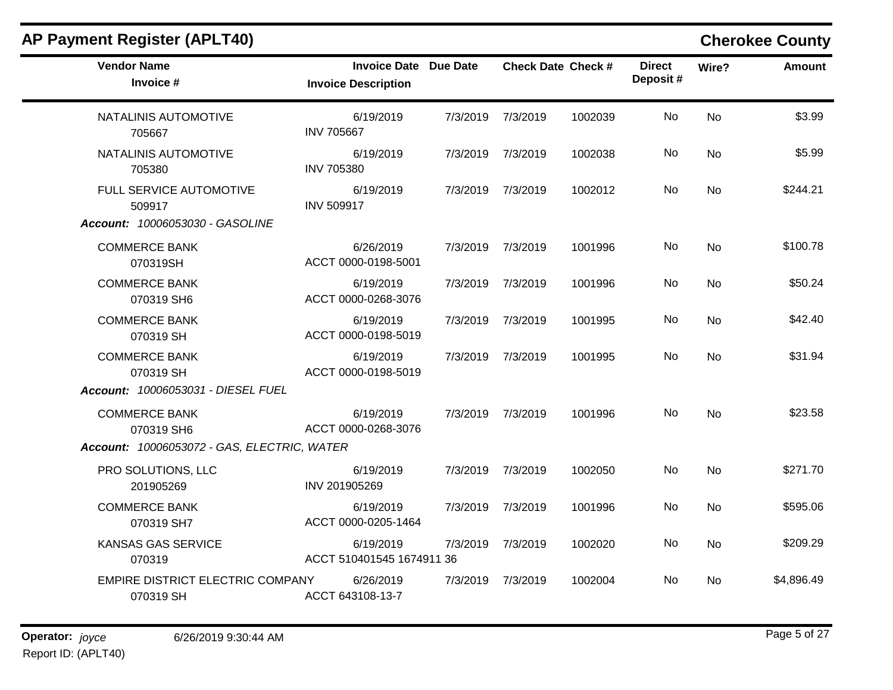## AP Payment Register (APLT40)

**Cherokee County**

| Vendor Name / Invoice # | Invoice Date / Invoice Description | Due Date | Check Date | Check # | Direct Deposit # | Wire? | Amount |
|---|---|---|---|---|---|---|---|
| NATALINIS AUTOMOTIVE<br>705667 | 6/19/2019<br>INV 705667 | 7/3/2019 | 7/3/2019 | 1002039 | No | No | $3.99 |
| NATALINIS AUTOMOTIVE<br>705380 | 6/19/2019<br>INV 705380 | 7/3/2019 | 7/3/2019 | 1002038 | No | No | $5.99 |
| FULL SERVICE AUTOMOTIVE<br>509917 | 6/19/2019<br>INV 509917 | 7/3/2019 | 7/3/2019 | 1002012 | No | No | $244.21 |
| ***Account:*** *10006053030 - GASOLINE* | | | | | | | |
| COMMERCE BANK<br>070319SH | 6/26/2019<br>ACCT 0000-0198-5001 | 7/3/2019 | 7/3/2019 | 1001996 | No | No | $100.78 |
| COMMERCE BANK<br>070319 SH6 | 6/19/2019<br>ACCT 0000-0268-3076 | 7/3/2019 | 7/3/2019 | 1001996 | No | No | $50.24 |
| COMMERCE BANK<br>070319 SH | 6/19/2019<br>ACCT 0000-0198-5019 | 7/3/2019 | 7/3/2019 | 1001995 | No | No | $42.40 |
| COMMERCE BANK<br>070319 SH | 6/19/2019<br>ACCT 0000-0198-5019 | 7/3/2019 | 7/3/2019 | 1001995 | No | No | $31.94 |
| ***Account:*** *10006053031 - DIESEL FUEL* | | | | | | | |
| COMMERCE BANK<br>070319 SH6 | 6/19/2019<br>ACCT 0000-0268-3076 | 7/3/2019 | 7/3/2019 | 1001996 | No | No | $23.58 |
| ***Account:*** *10006053072 - GAS, ELECTRIC, WATER* | | | | | | | |
| PRO SOLUTIONS, LLC<br>201905269 | 6/19/2019<br>INV 201905269 | 7/3/2019 | 7/3/2019 | 1002050 | No | No | $271.70 |
| COMMERCE BANK<br>070319 SH7 | 6/19/2019<br>ACCT 0000-0205-1464 | 7/3/2019 | 7/3/2019 | 1001996 | No | No | $595.06 |
| KANSAS GAS SERVICE<br>070319 | 6/19/2019<br>ACCT 510401545 1674911 36 | 7/3/2019 | 7/3/2019 | 1002020 | No | No | $209.29 |
| EMPIRE DISTRICT ELECTRIC COMPANY<br>070319 SH | 6/26/2019<br>ACCT 643108-13-7 | 7/3/2019 | 7/3/2019 | 1002004 | No | No | $4,896.49 |

**Operator:** *joyce* 6/26/2019 9:30:44 AM
Report ID: (APLT40)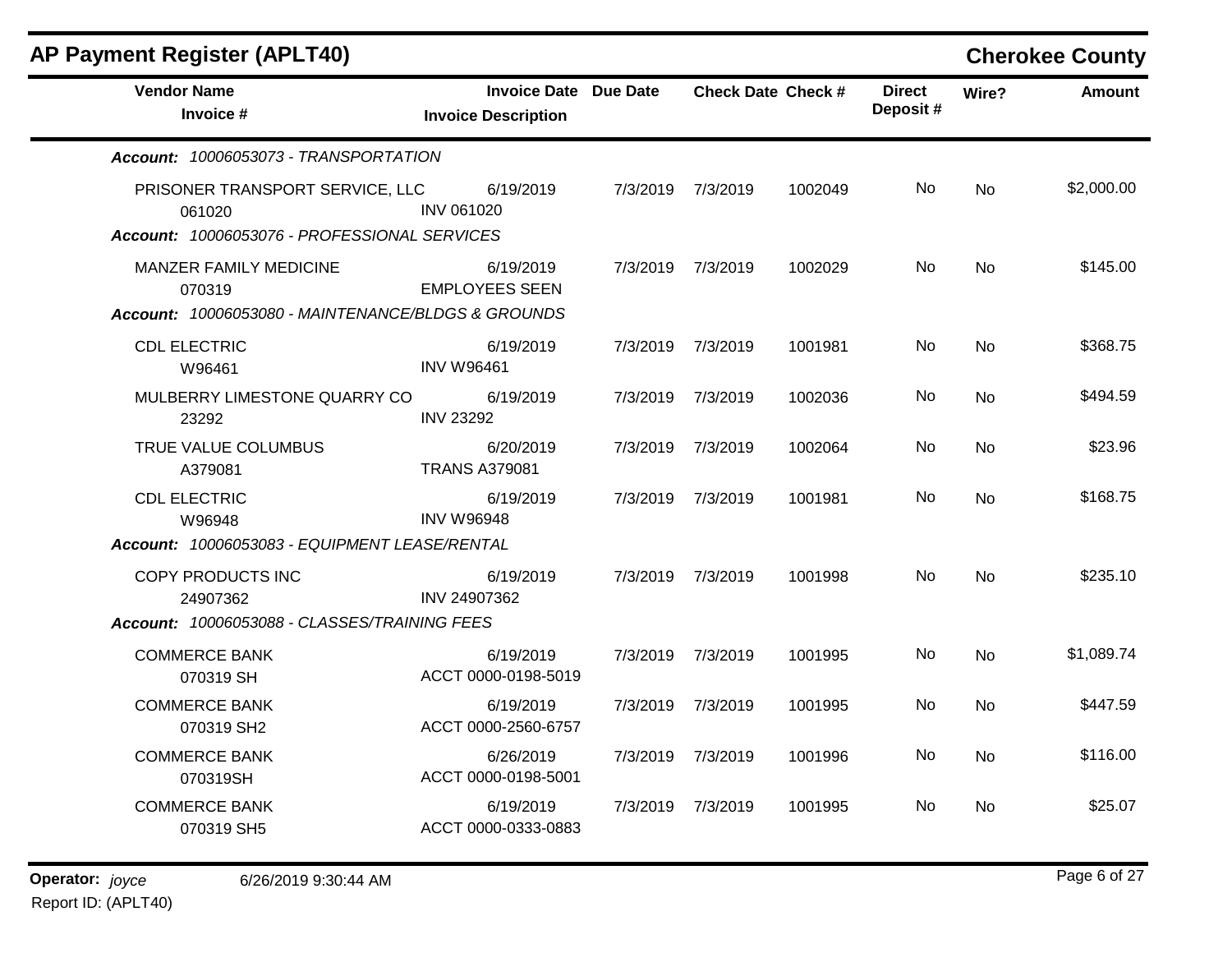## AP Payment Register (APLT40)

**Cherokee County**

| Vendor Name / Invoice # | Invoice Date / Invoice Description | Due Date | Check Date | Check # | Direct Deposit # | Wire? | Amount |
|---|---|---|---|---|---|---|---|
| ***Account: 10006053073 - TRANSPORTATION*** | | | | | | | |
| PRISONER TRANSPORT SERVICE, LLC<br>061020 | 6/19/2019<br>INV 061020 | 7/3/2019 | 7/3/2019 | 1002049 | No | No | $2,000.00 |
| ***Account: 10006053076 - PROFESSIONAL SERVICES*** | | | | | | | |
| MANZER FAMILY MEDICINE<br>070319 | 6/19/2019<br>EMPLOYEES SEEN | 7/3/2019 | 7/3/2019 | 1002029 | No | No | $145.00 |
| ***Account: 10006053080 - MAINTENANCE/BLDGS & GROUNDS*** | | | | | | | |
| CDL ELECTRIC<br>W96461 | 6/19/2019<br>INV W96461 | 7/3/2019 | 7/3/2019 | 1001981 | No | No | $368.75 |
| MULBERRY LIMESTONE QUARRY CO<br>23292 | 6/19/2019<br>INV 23292 | 7/3/2019 | 7/3/2019 | 1002036 | No | No | $494.59 |
| TRUE VALUE COLUMBUS<br>A379081 | 6/20/2019<br>TRANS A379081 | 7/3/2019 | 7/3/2019 | 1002064 | No | No | $23.96 |
| CDL ELECTRIC<br>W96948 | 6/19/2019<br>INV W96948 | 7/3/2019 | 7/3/2019 | 1001981 | No | No | $168.75 |
| ***Account: 10006053083 - EQUIPMENT LEASE/RENTAL*** | | | | | | | |
| COPY PRODUCTS INC<br>24907362 | 6/19/2019<br>INV 24907362 | 7/3/2019 | 7/3/2019 | 1001998 | No | No | $235.10 |
| ***Account: 10006053088 - CLASSES/TRAINING FEES*** | | | | | | | |
| COMMERCE BANK<br>070319 SH | 6/19/2019<br>ACCT 0000-0198-5019 | 7/3/2019 | 7/3/2019 | 1001995 | No | No | $1,089.74 |
| COMMERCE BANK<br>070319 SH2 | 6/19/2019<br>ACCT 0000-2560-6757 | 7/3/2019 | 7/3/2019 | 1001995 | No | No | $447.59 |
| COMMERCE BANK<br>070319SH | 6/26/2019<br>ACCT 0000-0198-5001 | 7/3/2019 | 7/3/2019 | 1001996 | No | No | $116.00 |
| COMMERCE BANK<br>070319 SH5 | 6/19/2019<br>ACCT 0000-0333-0883 | 7/3/2019 | 7/3/2019 | 1001995 | No | No | $25.07 |

**Operator:** *joyce* 6/26/2019 9:30:44 AM

Report ID: (APLT40)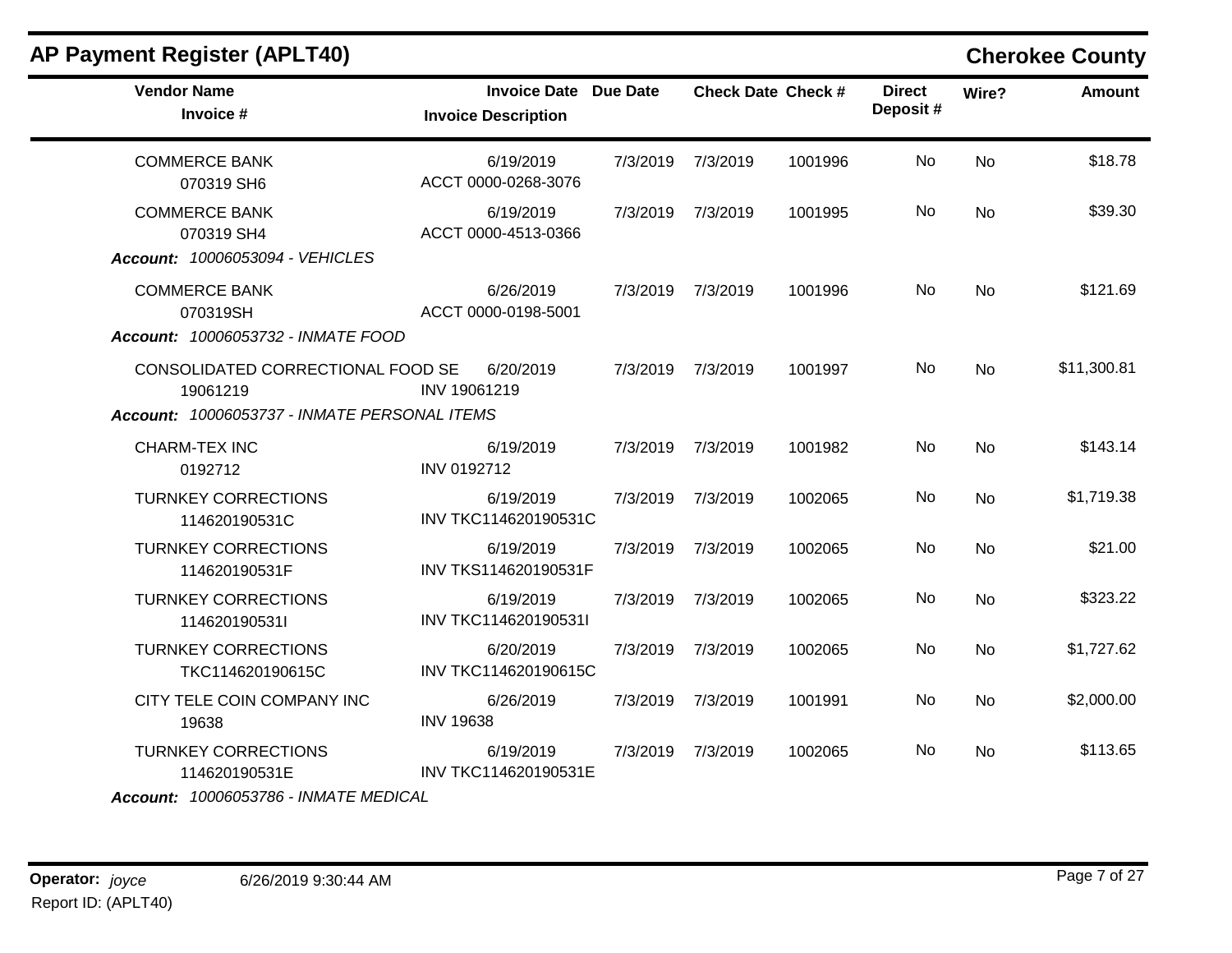# AP Payment Register (APLT40)

## Cherokee County

| Vendor Name / Invoice # | Invoice Date / Invoice Description | Due Date | Check Date | Check # | Direct Deposit # | Wire? | Amount |
|---|---|---|---|---|---|---|---|
| COMMERCE BANK<br>070319 SH6 | 6/19/2019<br>ACCT 0000-0268-3076 | 7/3/2019 | 7/3/2019 | 1001996 | No | No | $18.78 |
| COMMERCE BANK<br>070319 SH4 | 6/19/2019<br>ACCT 0000-4513-0366 | 7/3/2019 | 7/3/2019 | 1001995 | No | No | $39.30 |
| ***Account:*** *10006053094 - VEHICLES* | | | | | | | |
| COMMERCE BANK<br>070319SH | 6/26/2019<br>ACCT 0000-0198-5001 | 7/3/2019 | 7/3/2019 | 1001996 | No | No | $121.69 |
| ***Account:*** *10006053732 - INMATE FOOD* | | | | | | | |
| CONSOLIDATED CORRECTIONAL FOOD SE<br>19061219 | 6/20/2019<br>INV 19061219 | 7/3/2019 | 7/3/2019 | 1001997 | No | No | $11,300.81 |
| ***Account:*** *10006053737 - INMATE PERSONAL ITEMS* | | | | | | | |
| CHARM-TEX INC<br>0192712 | 6/19/2019<br>INV 0192712 | 7/3/2019 | 7/3/2019 | 1001982 | No | No | $143.14 |
| TURNKEY CORRECTIONS<br>114620190531C | 6/19/2019<br>INV TKC114620190531C | 7/3/2019 | 7/3/2019 | 1002065 | No | No | $1,719.38 |
| TURNKEY CORRECTIONS<br>114620190531F | 6/19/2019<br>INV TKS114620190531F | 7/3/2019 | 7/3/2019 | 1002065 | No | No | $21.00 |
| TURNKEY CORRECTIONS<br>114620190531I | 6/19/2019<br>INV TKC114620190531I | 7/3/2019 | 7/3/2019 | 1002065 | No | No | $323.22 |
| TURNKEY CORRECTIONS<br>TKC114620190615C | 6/20/2019<br>INV TKC114620190615C | 7/3/2019 | 7/3/2019 | 1002065 | No | No | $1,727.62 |
| CITY TELE COIN COMPANY INC<br>19638 | 6/26/2019<br>INV 19638 | 7/3/2019 | 7/3/2019 | 1001991 | No | No | $2,000.00 |
| TURNKEY CORRECTIONS<br>114620190531E | 6/19/2019<br>INV TKC114620190531E | 7/3/2019 | 7/3/2019 | 1002065 | No | No | $113.65 |
| ***Account:*** *10006053786 - INMATE MEDICAL* | | | | | | | |

**Operator:** *joyce* 6/26/2019 9:30:44 AM
Report ID: (APLT40)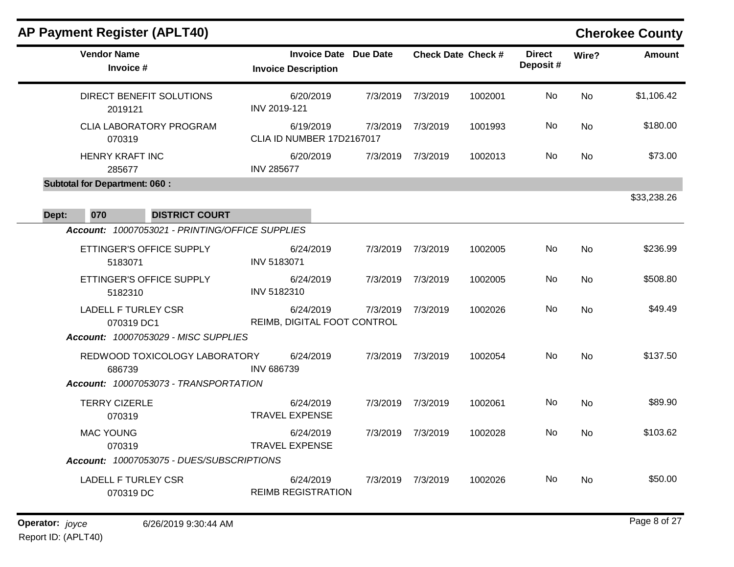## AP Payment Register (APLT40)

**Cherokee County**

| Vendor Name / Invoice # | Invoice Date / Invoice Description | Due Date | Check Date | Check # | Direct Deposit # | Wire? | Amount |
|---|---|---|---|---|---|---|---|
| DIRECT BENEFIT SOLUTIONS<br>2019121 | 6/20/2019<br>INV 2019-121 | 7/3/2019 | 7/3/2019 | 1002001 | No | No | $1,106.42 |
| CLIA LABORATORY PROGRAM<br>070319 | 6/19/2019<br>CLIA ID NUMBER 17D2167017 | 7/3/2019 | 7/3/2019 | 1001993 | No | No | $180.00 |
| HENRY KRAFT INC<br>285677 | 6/20/2019<br>INV 285677 | 7/3/2019 | 7/3/2019 | 1002013 | No | No | $73.00 |
| **Subtotal for Department: 060 :** | | | | | | | $33,238.26 |

**Dept: 070 DISTRICT COURT**

*Account: 10007053021 - PRINTING/OFFICE SUPPLIES*

| Vendor Name / Invoice # | Invoice Date / Invoice Description | Due Date | Check Date | Check # | Direct Deposit # | Wire? | Amount |
|---|---|---|---|---|---|---|---|
| ETTINGER'S OFFICE SUPPLY<br>5183071 | 6/24/2019<br>INV 5183071 | 7/3/2019 | 7/3/2019 | 1002005 | No | No | $236.99 |
| ETTINGER'S OFFICE SUPPLY<br>5182310 | 6/24/2019<br>INV 5182310 | 7/3/2019 | 7/3/2019 | 1002005 | No | No | $508.80 |
| LADELL F TURLEY CSR<br>070319 DC1 | 6/24/2019<br>REIMB, DIGITAL FOOT CONTROL | 7/3/2019 | 7/3/2019 | 1002026 | No | No | $49.49 |

*Account: 10007053029 - MISC SUPPLIES*

| Vendor Name / Invoice # | Invoice Date / Invoice Description | Due Date | Check Date | Check # | Direct Deposit # | Wire? | Amount |
|---|---|---|---|---|---|---|---|
| REDWOOD TOXICOLOGY LABORATORY<br>686739 | 6/24/2019<br>INV 686739 | 7/3/2019 | 7/3/2019 | 1002054 | No | No | $137.50 |

*Account: 10007053073 - TRANSPORTATION*

| Vendor Name / Invoice # | Invoice Date / Invoice Description | Due Date | Check Date | Check # | Direct Deposit # | Wire? | Amount |
|---|---|---|---|---|---|---|---|
| TERRY CIZERLE<br>070319 | 6/24/2019<br>TRAVEL EXPENSE | 7/3/2019 | 7/3/2019 | 1002061 | No | No | $89.90 |
| MAC YOUNG<br>070319 | 6/24/2019<br>TRAVEL EXPENSE | 7/3/2019 | 7/3/2019 | 1002028 | No | No | $103.62 |

*Account: 10007053075 - DUES/SUBSCRIPTIONS*

| Vendor Name / Invoice # | Invoice Date / Invoice Description | Due Date | Check Date | Check # | Direct Deposit # | Wire? | Amount |
|---|---|---|---|---|---|---|---|
| LADELL F TURLEY CSR<br>070319 DC | 6/24/2019<br>REIMB REGISTRATION | 7/3/2019 | 7/3/2019 | 1002026 | No | No | $50.00 |

**Operator:** *joyce* 6/26/2019 9:30:44 AM

Report ID: (APLT40)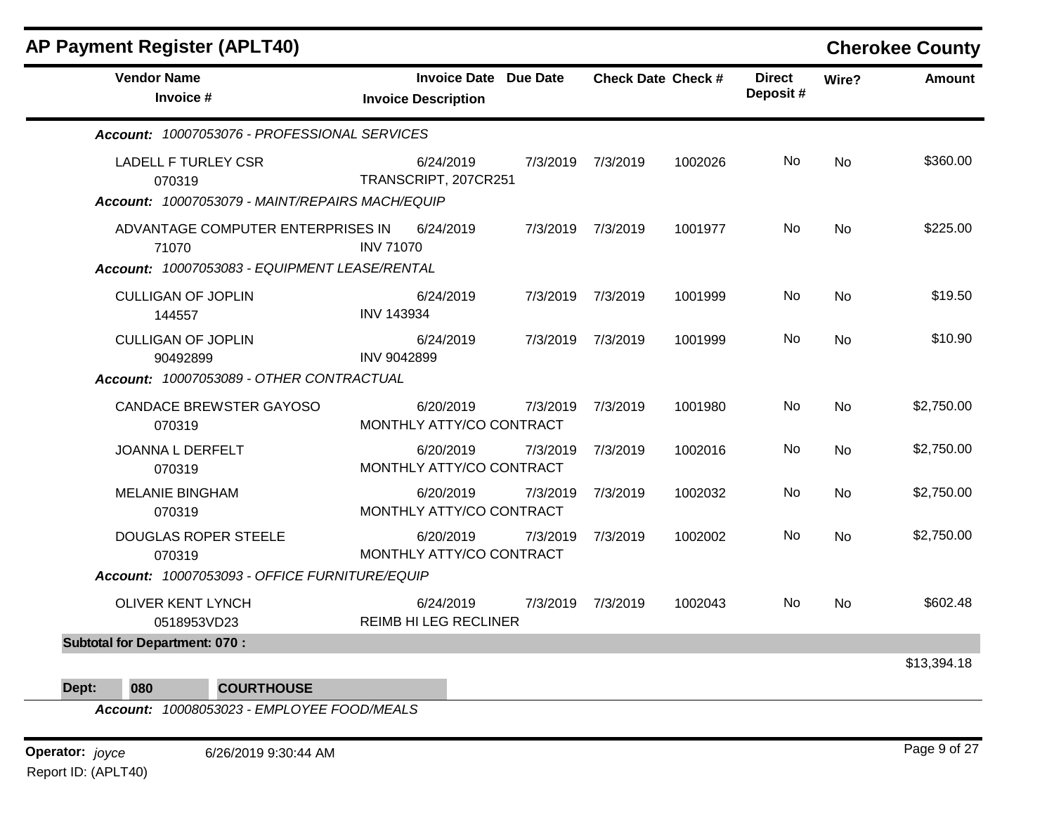## AP Payment Register (APLT40)

**Cherokee County**

| Vendor Name / Invoice # | Invoice Date / Invoice Description | Due Date | Check Date | Check # | Direct Deposit # | Wire? | Amount |
|---|---|---|---|---|---|---|---|
| ***Account:*** *10007053076 - PROFESSIONAL SERVICES* | | | | | | | |
| LADELL F TURLEY CSR<br>070319 | 6/24/2019<br>TRANSCRIPT, 207CR251 | 7/3/2019 | 7/3/2019 | 1002026 | No | No | $360.00 |
| ***Account:*** *10007053079 - MAINT/REPAIRS MACH/EQUIP* | | | | | | | |
| ADVANTAGE COMPUTER ENTERPRISES IN<br>71070 | 6/24/2019<br>INV 71070 | 7/3/2019 | 7/3/2019 | 1001977 | No | No | $225.00 |
| ***Account:*** *10007053083 - EQUIPMENT LEASE/RENTAL* | | | | | | | |
| CULLIGAN OF JOPLIN<br>144557 | 6/24/2019<br>INV 143934 | 7/3/2019 | 7/3/2019 | 1001999 | No | No | $19.50 |
| CULLIGAN OF JOPLIN<br>90492899 | 6/24/2019<br>INV 9042899 | 7/3/2019 | 7/3/2019 | 1001999 | No | No | $10.90 |
| ***Account:*** *10007053089 - OTHER CONTRACTUAL* | | | | | | | |
| CANDACE BREWSTER GAYOSO<br>070319 | 6/20/2019<br>MONTHLY ATTY/CO CONTRACT | 7/3/2019 | 7/3/2019 | 1001980 | No | No | $2,750.00 |
| JOANNA L DERFELT<br>070319 | 6/20/2019<br>MONTHLY ATTY/CO CONTRACT | 7/3/2019 | 7/3/2019 | 1002016 | No | No | $2,750.00 |
| MELANIE BINGHAM<br>070319 | 6/20/2019<br>MONTHLY ATTY/CO CONTRACT | 7/3/2019 | 7/3/2019 | 1002032 | No | No | $2,750.00 |
| DOUGLAS ROPER STEELE<br>070319 | 6/20/2019<br>MONTHLY ATTY/CO CONTRACT | 7/3/2019 | 7/3/2019 | 1002002 | No | No | $2,750.00 |
| ***Account:*** *10007053093 - OFFICE FURNITURE/EQUIP* | | | | | | | |
| OLIVER KENT LYNCH<br>0518953VD23 | 6/24/2019<br>REIMB HI LEG RECLINER | 7/3/2019 | 7/3/2019 | 1002043 | No | No | $602.48 |
| **Subtotal for Department: 070 :** | | | | | | | $13,394.18 |

**Dept: 080 COURTHOUSE**

***Account:*** *10008053023 - EMPLOYEE FOOD/MEALS*

**Operator:** *joyce* 6/26/2019 9:30:44 AM

Report ID: (APLT40)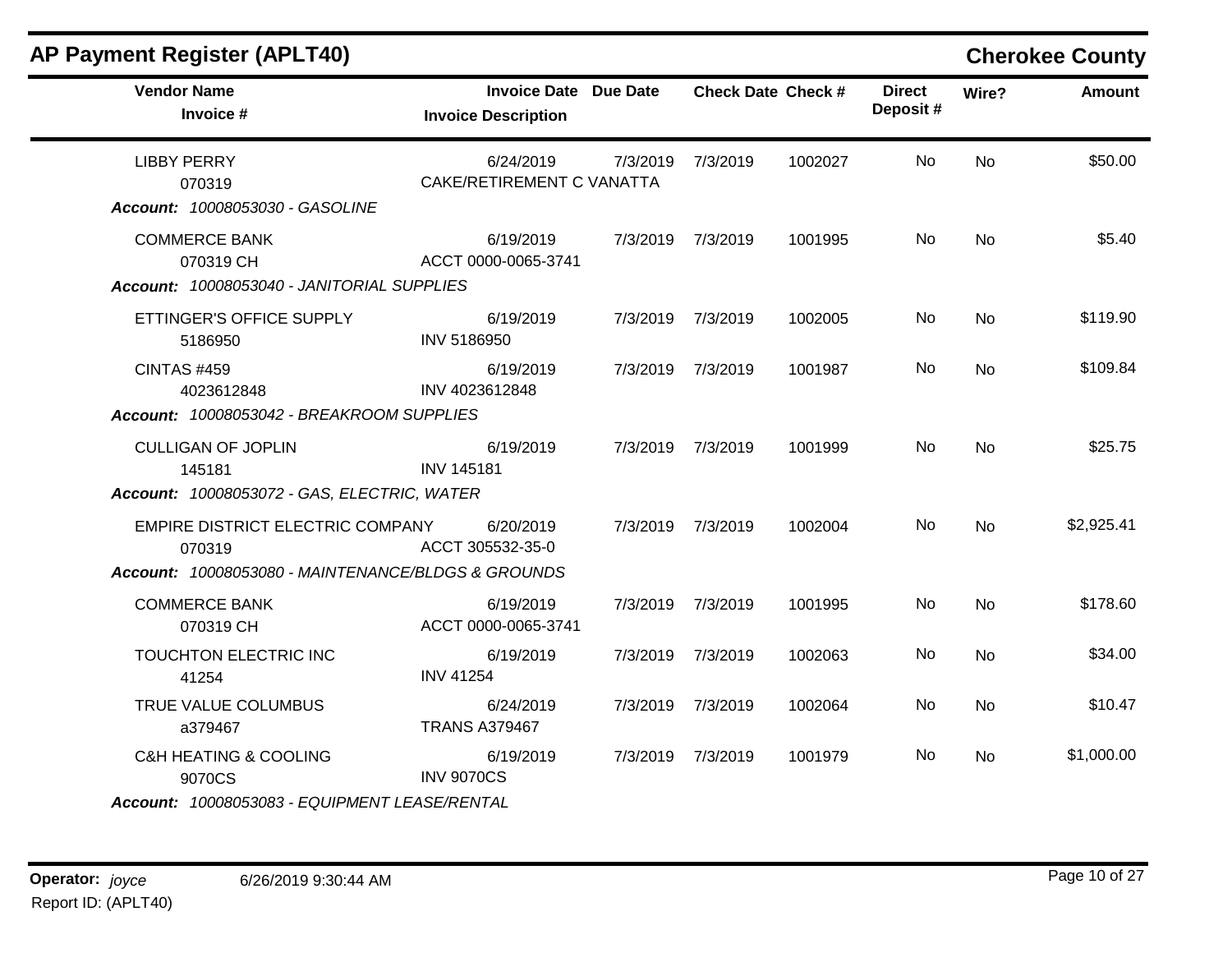## AP Payment Register (APLT40)

**Cherokee County**

| Vendor Name / Invoice # | Invoice Date / Invoice Description | Due Date | Check Date | Check # | Direct Deposit # | Wire? | Amount |
|---|---|---|---|---|---|---|---|
| LIBBY PERRY<br>070319 | 6/24/2019<br>CAKE/RETIREMENT C VANATTA | 7/3/2019 | 7/3/2019 | 1002027 | No | No | $50.00 |
| ***Account: 10008053030 - GASOLINE*** | | | | | | | |
| COMMERCE BANK<br>070319 CH | 6/19/2019<br>ACCT 0000-0065-3741 | 7/3/2019 | 7/3/2019 | 1001995 | No | No | $5.40 |
| ***Account: 10008053040 - JANITORIAL SUPPLIES*** | | | | | | | |
| ETTINGER'S OFFICE SUPPLY<br>5186950 | 6/19/2019<br>INV 5186950 | 7/3/2019 | 7/3/2019 | 1002005 | No | No | $119.90 |
| CINTAS #459<br>4023612848 | 6/19/2019<br>INV 4023612848 | 7/3/2019 | 7/3/2019 | 1001987 | No | No | $109.84 |
| ***Account: 10008053042 - BREAKROOM SUPPLIES*** | | | | | | | |
| CULLIGAN OF JOPLIN<br>145181 | 6/19/2019<br>INV 145181 | 7/3/2019 | 7/3/2019 | 1001999 | No | No | $25.75 |
| ***Account: 10008053072 - GAS, ELECTRIC, WATER*** | | | | | | | |
| EMPIRE DISTRICT ELECTRIC COMPANY<br>070319 | 6/20/2019<br>ACCT 305532-35-0 | 7/3/2019 | 7/3/2019 | 1002004 | No | No | $2,925.41 |
| ***Account: 10008053080 - MAINTENANCE/BLDGS & GROUNDS*** | | | | | | | |
| COMMERCE BANK<br>070319 CH | 6/19/2019<br>ACCT 0000-0065-3741 | 7/3/2019 | 7/3/2019 | 1001995 | No | No | $178.60 |
| TOUCHTON ELECTRIC INC<br>41254 | 6/19/2019<br>INV 41254 | 7/3/2019 | 7/3/2019 | 1002063 | No | No | $34.00 |
| TRUE VALUE COLUMBUS<br>a379467 | 6/24/2019<br>TRANS A379467 | 7/3/2019 | 7/3/2019 | 1002064 | No | No | $10.47 |
| C&H HEATING & COOLING<br>9070CS | 6/19/2019<br>INV 9070CS | 7/3/2019 | 7/3/2019 | 1001979 | No | No | $1,000.00 |
| ***Account: 10008053083 - EQUIPMENT LEASE/RENTAL*** | | | | | | | |

**Operator:** *joyce* 6/26/2019 9:30:44 AM

Report ID: (APLT40)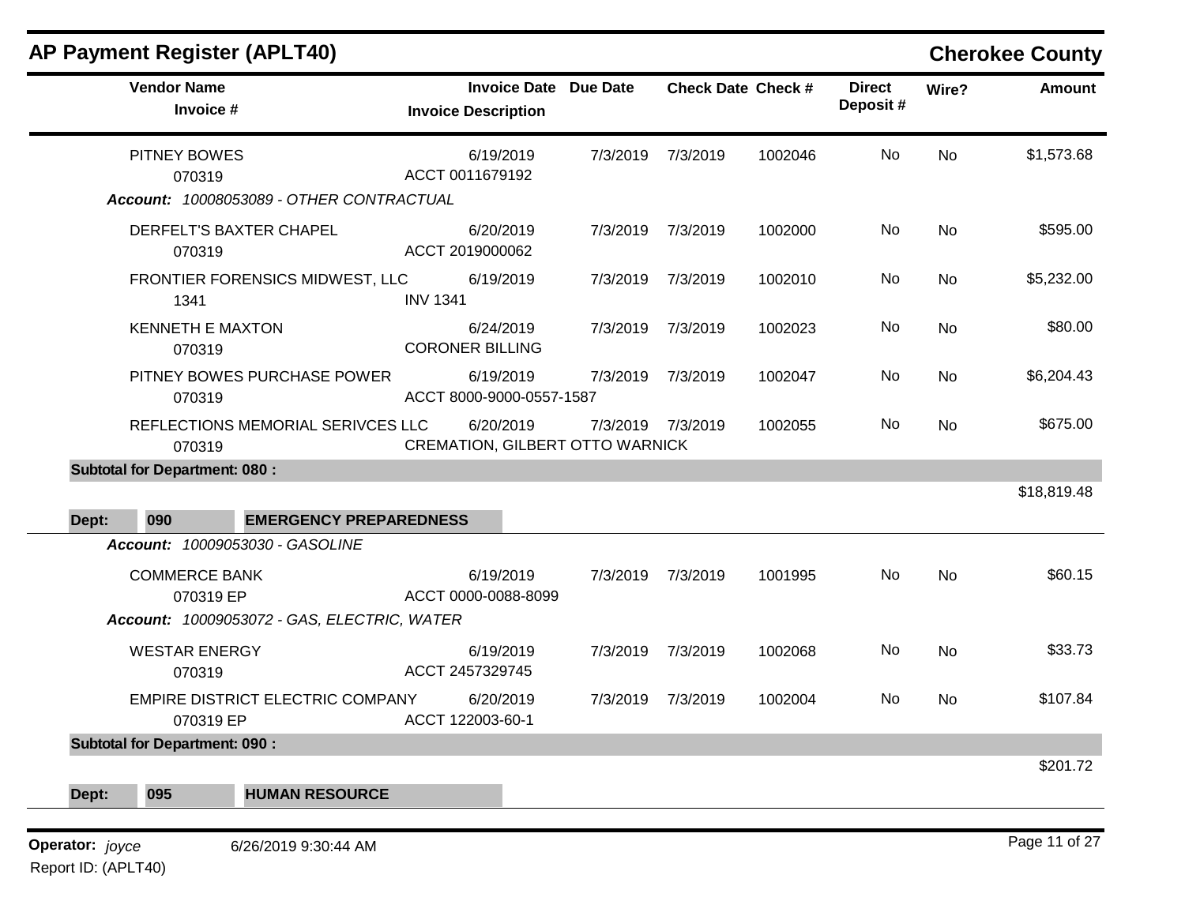## AP Payment Register (APLT40) — Cherokee County

| Vendor Name / Invoice # | Invoice Date / Invoice Description | Due Date | Check Date | Check # | Direct Deposit # | Wire? | Amount |
|---|---|---|---|---|---|---|---|
| PITNEY BOWES<br>070319 | 6/19/2019<br>ACCT 0011679192 | 7/3/2019 | 7/3/2019 | 1002046 | No | No | $1,573.68 |
| ***Account:*** *10008053089 - OTHER CONTRACTUAL* | | | | | | | |
| DERFELT'S BAXTER CHAPEL<br>070319 | 6/20/2019<br>ACCT 2019000062 | 7/3/2019 | 7/3/2019 | 1002000 | No | No | $595.00 |
| FRONTIER FORENSICS MIDWEST, LLC<br>1341 | 6/19/2019<br>INV 1341 | 7/3/2019 | 7/3/2019 | 1002010 | No | No | $5,232.00 |
| KENNETH E MAXTON<br>070319 | 6/24/2019<br>CORONER BILLING | 7/3/2019 | 7/3/2019 | 1002023 | No | No | $80.00 |
| PITNEY BOWES PURCHASE POWER<br>070319 | 6/19/2019<br>ACCT 8000-9000-0557-1587 | 7/3/2019 | 7/3/2019 | 1002047 | No | No | $6,204.43 |
| REFLECTIONS MEMORIAL SERIVCES LLC<br>070319 | 6/20/2019<br>CREMATION, GILBERT OTTO WARNICK | 7/3/2019 | 7/3/2019 | 1002055 | No | No | $675.00 |
| **Subtotal for Department: 080 :** | | | | | | | $18,819.48 |
| **Dept: 090 EMERGENCY PREPAREDNESS** | | | | | | | |
| ***Account:*** *10009053030 - GASOLINE* | | | | | | | |
| COMMERCE BANK<br>070319 EP | 6/19/2019<br>ACCT 0000-0088-8099 | 7/3/2019 | 7/3/2019 | 1001995 | No | No | $60.15 |
| ***Account:*** *10009053072 - GAS, ELECTRIC, WATER* | | | | | | | |
| WESTAR ENERGY<br>070319 | 6/19/2019<br>ACCT 2457329745 | 7/3/2019 | 7/3/2019 | 1002068 | No | No | $33.73 |
| EMPIRE DISTRICT ELECTRIC COMPANY<br>070319 EP | 6/20/2019<br>ACCT 122003-60-1 | 7/3/2019 | 7/3/2019 | 1002004 | No | No | $107.84 |
| **Subtotal for Department: 090 :** | | | | | | | $201.72 |
| **Dept: 095 HUMAN RESOURCE** | | | | | | | |

**Operator:** *joyce* 6/26/2019 9:30:44 AM
Report ID: (APLT40)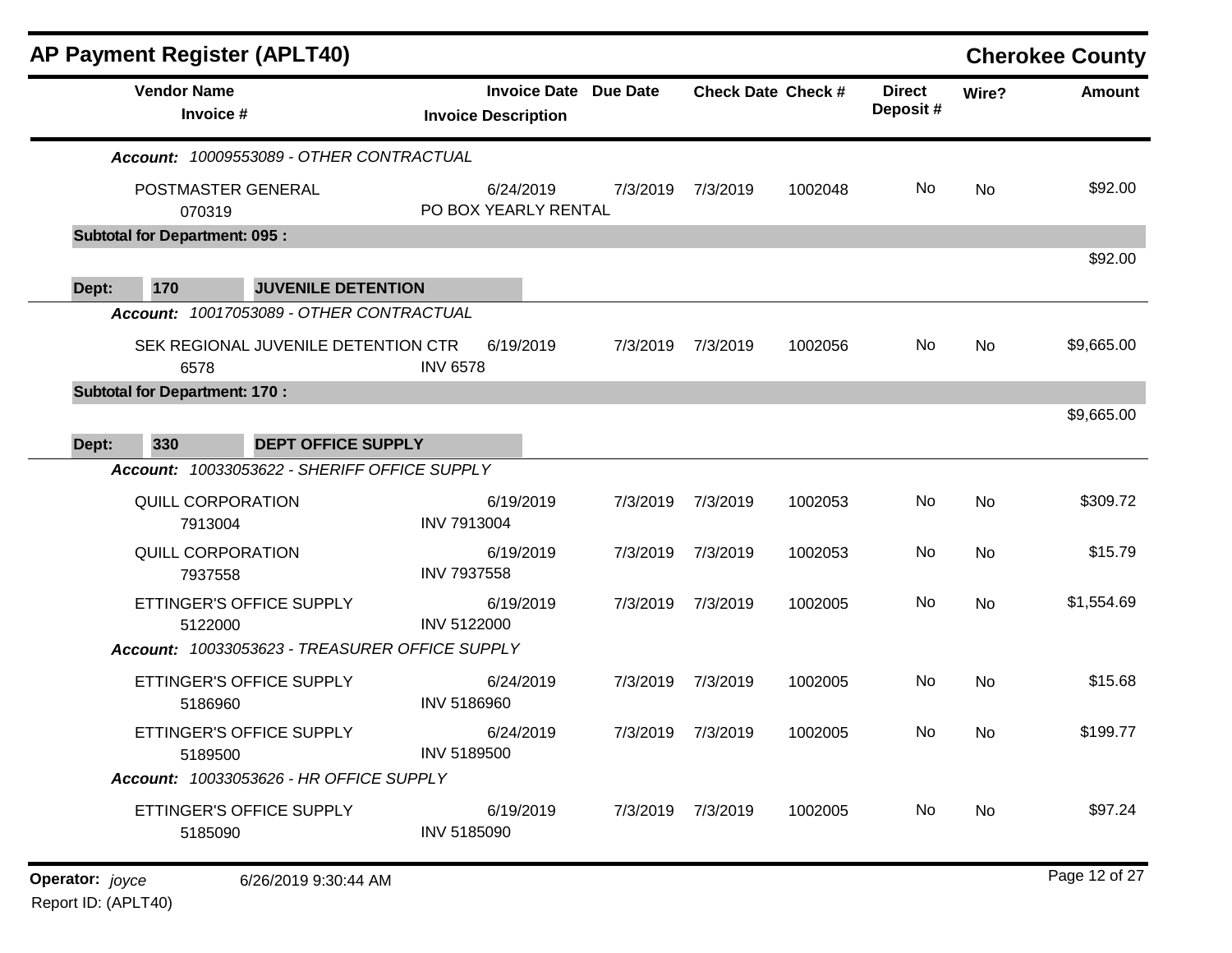## AP Payment Register (APLT40)

**Cherokee County**

| Vendor Name / Invoice # | Invoice Date / Invoice Description | Due Date | Check Date | Check # | Direct Deposit # | Wire? | Amount |
|---|---|---|---|---|---|---|---|
| ***Account:** 10009553089 - OTHER CONTRACTUAL* | | | | | | | |
| POSTMASTER GENERAL<br>070319 | 6/24/2019<br>PO BOX YEARLY RENTAL | 7/3/2019 | 7/3/2019 | 1002048 | No | No | $92.00 |
| **Subtotal for Department: 095 :** | | | | | | | $92.00 |
| **Dept: 170 JUVENILE DETENTION** | | | | | | | |
| ***Account:** 10017053089 - OTHER CONTRACTUAL* | | | | | | | |
| SEK REGIONAL JUVENILE DETENTION CTR<br>6578 | 6/19/2019<br>INV 6578 | 7/3/2019 | 7/3/2019 | 1002056 | No | No | $9,665.00 |
| **Subtotal for Department: 170 :** | | | | | | | $9,665.00 |
| **Dept: 330 DEPT OFFICE SUPPLY** | | | | | | | |
| ***Account:** 10033053622 - SHERIFF OFFICE SUPPLY* | | | | | | | |
| QUILL CORPORATION<br>7913004 | 6/19/2019<br>INV 7913004 | 7/3/2019 | 7/3/2019 | 1002053 | No | No | $309.72 |
| QUILL CORPORATION<br>7937558 | 6/19/2019<br>INV 7937558 | 7/3/2019 | 7/3/2019 | 1002053 | No | No | $15.79 |
| ETTINGER'S OFFICE SUPPLY<br>5122000 | 6/19/2019<br>INV 5122000 | 7/3/2019 | 7/3/2019 | 1002005 | No | No | $1,554.69 |
| ***Account:** 10033053623 - TREASURER OFFICE SUPPLY* | | | | | | | |
| ETTINGER'S OFFICE SUPPLY<br>5186960 | 6/24/2019<br>INV 5186960 | 7/3/2019 | 7/3/2019 | 1002005 | No | No | $15.68 |
| ETTINGER'S OFFICE SUPPLY<br>5189500 | 6/24/2019<br>INV 5189500 | 7/3/2019 | 7/3/2019 | 1002005 | No | No | $199.77 |
| ***Account:** 10033053626 - HR OFFICE SUPPLY* | | | | | | | |
| ETTINGER'S OFFICE SUPPLY<br>5185090 | 6/19/2019<br>INV 5185090 | 7/3/2019 | 7/3/2019 | 1002005 | No | No | $97.24 |

**Operator:** *joyce* 6/26/2019 9:30:44 AM

Report ID: (APLT40)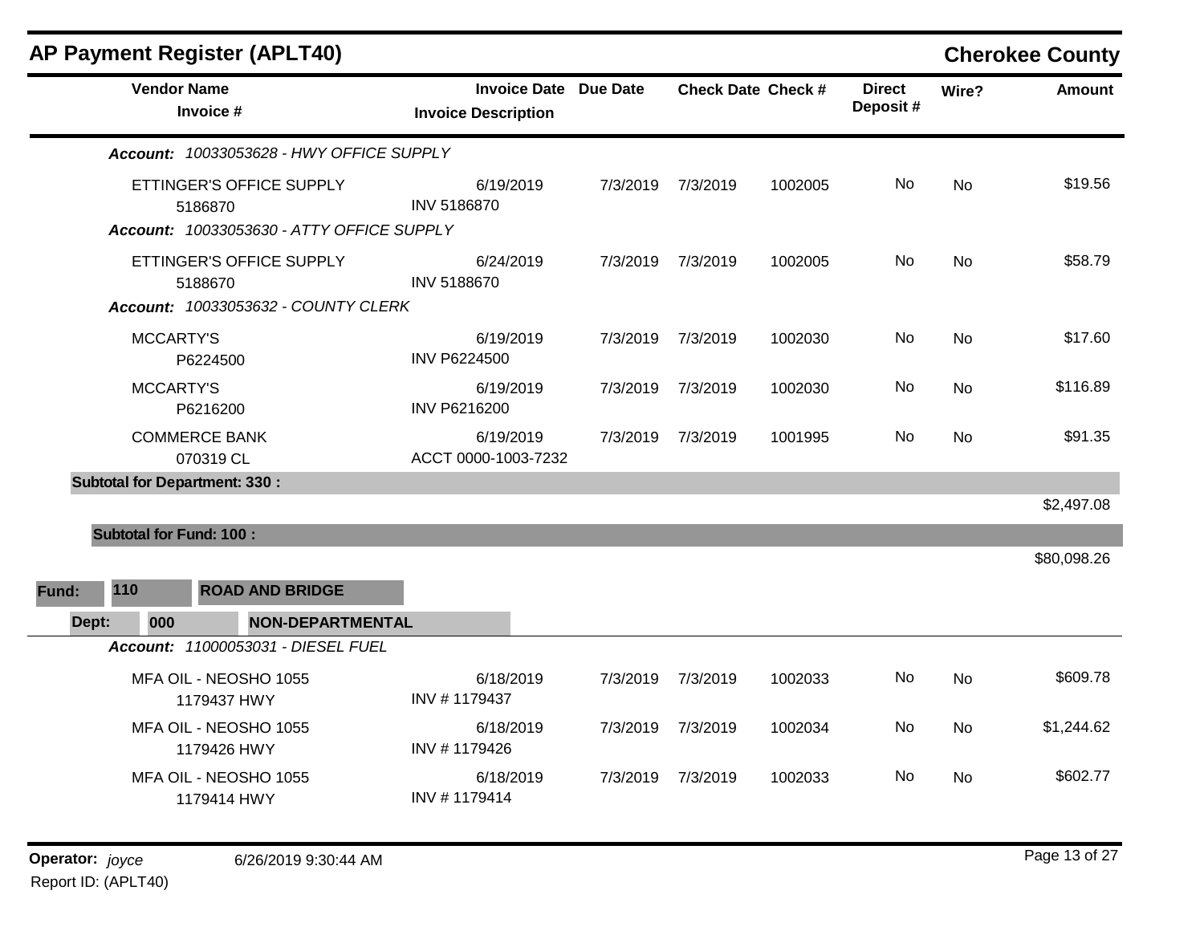# AP Payment Register (APLT40)

## Cherokee County

| Vendor Name / Invoice # | Invoice Date / Invoice Description | Due Date | Check Date | Check # | Direct Deposit # | Wire? | Amount |
|---|---|---|---|---|---|---|---|
| ***Account:*** *10033053628 - HWY OFFICE SUPPLY* | | | | | | | |
| ETTINGER'S OFFICE SUPPLY<br>5186870 | 6/19/2019<br>INV 5186870 | 7/3/2019 | 7/3/2019 | 1002005 | No | No | $19.56 |
| ***Account:*** *10033053630 - ATTY OFFICE SUPPLY* | | | | | | | |
| ETTINGER'S OFFICE SUPPLY<br>5188670 | 6/24/2019<br>INV 5188670 | 7/3/2019 | 7/3/2019 | 1002005 | No | No | $58.79 |
| ***Account:*** *10033053632 - COUNTY CLERK* | | | | | | | |
| MCCARTY'S<br>P6224500 | 6/19/2019<br>INV P6224500 | 7/3/2019 | 7/3/2019 | 1002030 | No | No | $17.60 |
| MCCARTY'S<br>P6216200 | 6/19/2019<br>INV P6216200 | 7/3/2019 | 7/3/2019 | 1002030 | No | No | $116.89 |
| COMMERCE BANK<br>070319 CL | 6/19/2019<br>ACCT 0000-1003-7232 | 7/3/2019 | 7/3/2019 | 1001995 | No | No | $91.35 |
| **Subtotal for Department: 330 :** | | | | | | | $2,497.08 |
| **Subtotal for Fund: 100 :** | | | | | | | $80,098.26 |

**Fund: 110 ROAD AND BRIDGE**

**Dept: 000 NON-DEPARTMENTAL**

| Vendor Name / Invoice # | Invoice Date / Invoice Description | Due Date | Check Date | Check # | Direct Deposit # | Wire? | Amount |
|---|---|---|---|---|---|---|---|
| ***Account:*** *11000053031 - DIESEL FUEL* | | | | | | | |
| MFA OIL - NEOSHO 1055<br>1179437 HWY | 6/18/2019<br>INV # 1179437 | 7/3/2019 | 7/3/2019 | 1002033 | No | No | $609.78 |
| MFA OIL - NEOSHO 1055<br>1179426 HWY | 6/18/2019<br>INV # 1179426 | 7/3/2019 | 7/3/2019 | 1002034 | No | No | $1,244.62 |
| MFA OIL - NEOSHO 1055<br>1179414 HWY | 6/18/2019<br>INV # 1179414 | 7/3/2019 | 7/3/2019 | 1002033 | No | No | $602.77 |

**Operator:** *joyce* 6/26/2019 9:30:44 AM

Report ID: (APLT40)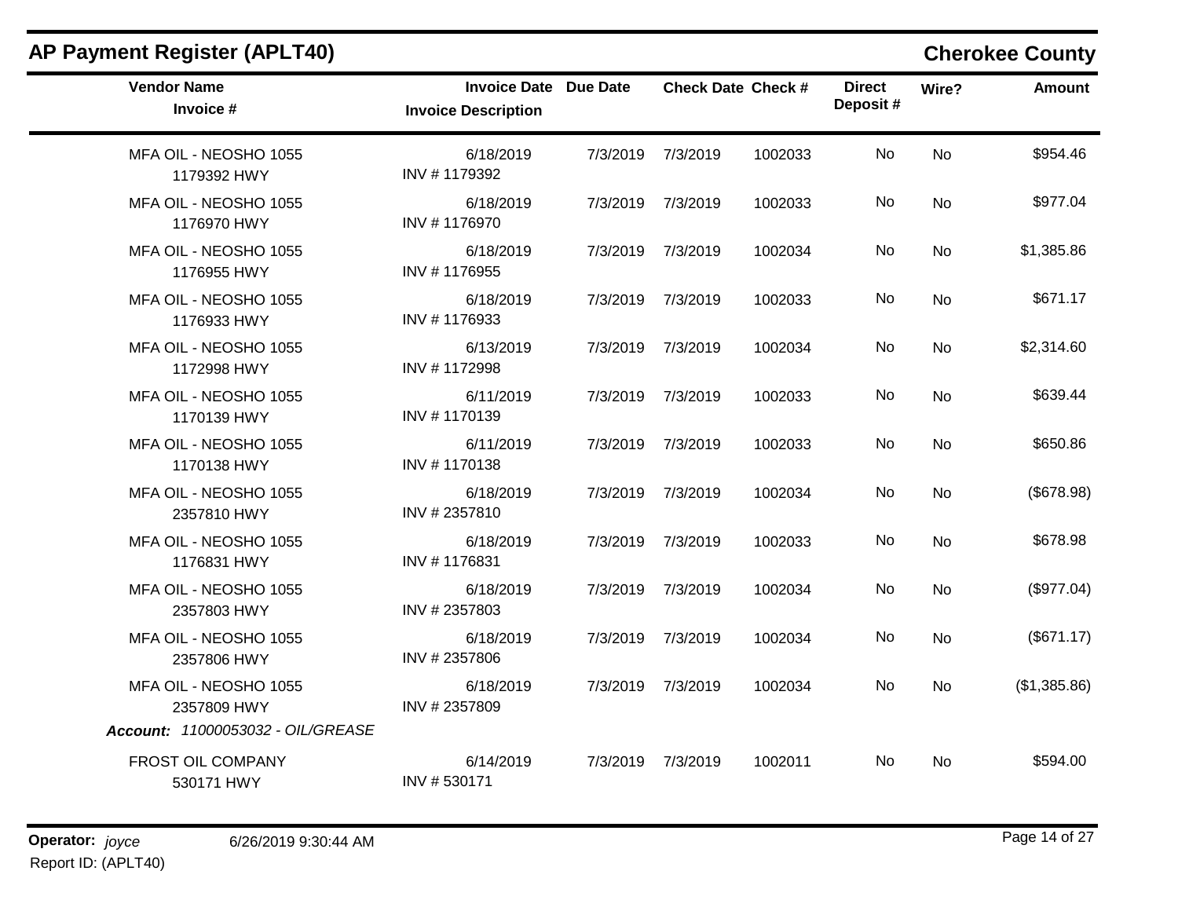## AP Payment Register (APLT40)

**Cherokee County**

| Vendor Name<br>Invoice # | Invoice Date<br>Invoice Description | Due Date | Check Date | Check # | Direct Deposit # | Wire? | Amount |
|---|---|---|---|---|---|---|---|
| MFA OIL - NEOSHO 1055<br>1179392 HWY | 6/18/2019<br>INV # 1179392 | 7/3/2019 | 7/3/2019 | 1002033 | No | No | $954.46 |
| MFA OIL - NEOSHO 1055<br>1176970 HWY | 6/18/2019<br>INV # 1176970 | 7/3/2019 | 7/3/2019 | 1002033 | No | No | $977.04 |
| MFA OIL - NEOSHO 1055<br>1176955 HWY | 6/18/2019<br>INV # 1176955 | 7/3/2019 | 7/3/2019 | 1002034 | No | No | $1,385.86 |
| MFA OIL - NEOSHO 1055<br>1176933 HWY | 6/18/2019<br>INV # 1176933 | 7/3/2019 | 7/3/2019 | 1002033 | No | No | $671.17 |
| MFA OIL - NEOSHO 1055<br>1172998 HWY | 6/13/2019<br>INV # 1172998 | 7/3/2019 | 7/3/2019 | 1002034 | No | No | $2,314.60 |
| MFA OIL - NEOSHO 1055<br>1170139 HWY | 6/11/2019<br>INV # 1170139 | 7/3/2019 | 7/3/2019 | 1002033 | No | No | $639.44 |
| MFA OIL - NEOSHO 1055<br>1170138 HWY | 6/11/2019<br>INV # 1170138 | 7/3/2019 | 7/3/2019 | 1002033 | No | No | $650.86 |
| MFA OIL - NEOSHO 1055<br>2357810 HWY | 6/18/2019<br>INV # 2357810 | 7/3/2019 | 7/3/2019 | 1002034 | No | No | ($678.98) |
| MFA OIL - NEOSHO 1055<br>1176831 HWY | 6/18/2019<br>INV # 1176831 | 7/3/2019 | 7/3/2019 | 1002033 | No | No | $678.98 |
| MFA OIL - NEOSHO 1055<br>2357803 HWY | 6/18/2019<br>INV # 2357803 | 7/3/2019 | 7/3/2019 | 1002034 | No | No | ($977.04) |
| MFA OIL - NEOSHO 1055<br>2357806 HWY | 6/18/2019<br>INV # 2357806 | 7/3/2019 | 7/3/2019 | 1002034 | No | No | ($671.17) |
| MFA OIL - NEOSHO 1055<br>2357809 HWY | 6/18/2019<br>INV # 2357809 | 7/3/2019 | 7/3/2019 | 1002034 | No | No | ($1,385.86) |
| ***Account:*** *11000053032 - OIL/GREASE* | | | | | | | |
| FROST OIL COMPANY<br>530171 HWY | 6/14/2019<br>INV # 530171 | 7/3/2019 | 7/3/2019 | 1002011 | No | No | $594.00 |

**Operator:** *joyce* 6/26/2019 9:30:44 AM

Report ID: (APLT40)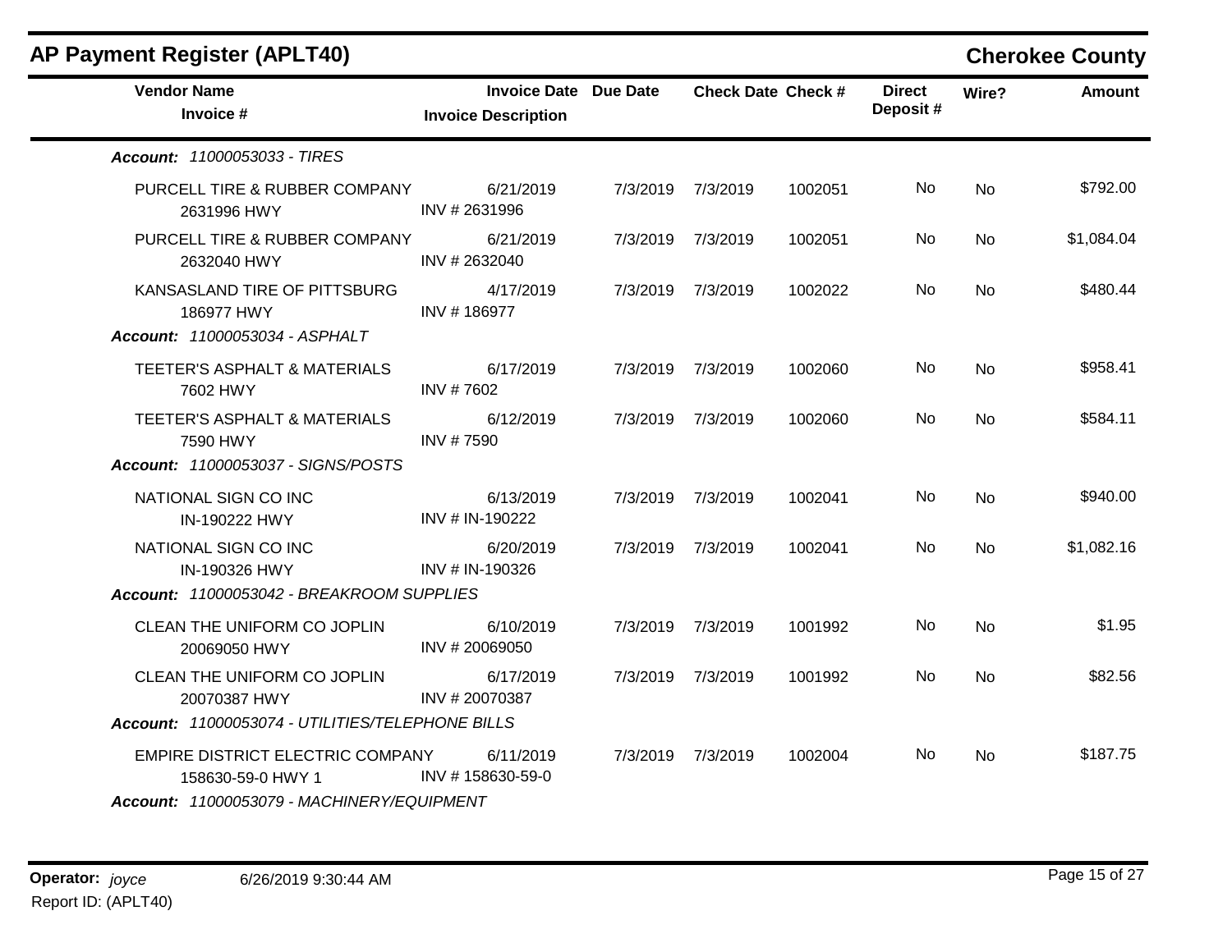## AP Payment Register (APLT40)

**Cherokee County**

| Vendor Name / Invoice # | Invoice Date / Invoice Description | Due Date | Check Date | Check # | Direct Deposit # | Wire? | Amount |
|---|---|---|---|---|---|---|---|
| ***Account: 11000053033 - TIRES*** | | | | | | | |
| PURCELL TIRE & RUBBER COMPANY<br>2631996 HWY | 6/21/2019<br>INV # 2631996 | 7/3/2019 | 7/3/2019 | 1002051 | No | No | $792.00 |
| PURCELL TIRE & RUBBER COMPANY<br>2632040 HWY | 6/21/2019<br>INV # 2632040 | 7/3/2019 | 7/3/2019 | 1002051 | No | No | $1,084.04 |
| KANSASLAND TIRE OF PITTSBURG<br>186977 HWY | 4/17/2019<br>INV # 186977 | 7/3/2019 | 7/3/2019 | 1002022 | No | No | $480.44 |
| ***Account: 11000053034 - ASPHALT*** | | | | | | | |
| TEETER'S ASPHALT & MATERIALS<br>7602 HWY | 6/17/2019<br>INV # 7602 | 7/3/2019 | 7/3/2019 | 1002060 | No | No | $958.41 |
| TEETER'S ASPHALT & MATERIALS<br>7590 HWY | 6/12/2019<br>INV # 7590 | 7/3/2019 | 7/3/2019 | 1002060 | No | No | $584.11 |
| ***Account: 11000053037 - SIGNS/POSTS*** | | | | | | | |
| NATIONAL SIGN CO INC<br>IN-190222 HWY | 6/13/2019<br>INV # IN-190222 | 7/3/2019 | 7/3/2019 | 1002041 | No | No | $940.00 |
| NATIONAL SIGN CO INC<br>IN-190326 HWY | 6/20/2019<br>INV # IN-190326 | 7/3/2019 | 7/3/2019 | 1002041 | No | No | $1,082.16 |
| ***Account: 11000053042 - BREAKROOM SUPPLIES*** | | | | | | | |
| CLEAN THE UNIFORM CO JOPLIN<br>20069050 HWY | 6/10/2019<br>INV # 20069050 | 7/3/2019 | 7/3/2019 | 1001992 | No | No | $1.95 |
| CLEAN THE UNIFORM CO JOPLIN<br>20070387 HWY | 6/17/2019<br>INV # 20070387 | 7/3/2019 | 7/3/2019 | 1001992 | No | No | $82.56 |
| ***Account: 11000053074 - UTILITIES/TELEPHONE BILLS*** | | | | | | | |
| EMPIRE DISTRICT ELECTRIC COMPANY<br>158630-59-0 HWY 1 | 6/11/2019<br>INV # 158630-59-0 | 7/3/2019 | 7/3/2019 | 1002004 | No | No | $187.75 |
| ***Account: 11000053079 - MACHINERY/EQUIPMENT*** | | | | | | | |

**Operator:** *joyce* 6/26/2019 9:30:44 AM
Report ID: (APLT40)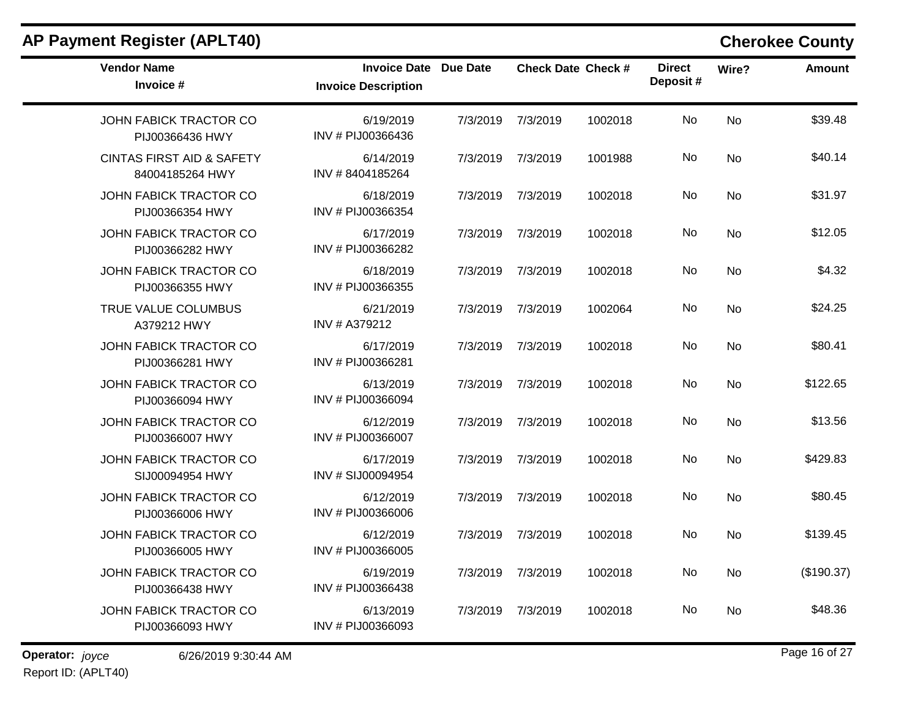## AP Payment Register (APLT40)

**Cherokee County**

| Vendor Name / Invoice # | Invoice Date / Invoice Description | Due Date | Check Date | Check # | Direct Deposit # | Wire? | Amount |
|---|---|---|---|---|---|---|---|
| JOHN FABICK TRACTOR CO<br>PIJ00366436 HWY | 6/19/2019<br>INV # PIJ00366436 | 7/3/2019 | 7/3/2019 | 1002018 | No | No | $39.48 |
| CINTAS FIRST AID & SAFETY<br>84004185264 HWY | 6/14/2019<br>INV # 8404185264 | 7/3/2019 | 7/3/2019 | 1001988 | No | No | $40.14 |
| JOHN FABICK TRACTOR CO<br>PIJ00366354 HWY | 6/18/2019<br>INV # PIJ00366354 | 7/3/2019 | 7/3/2019 | 1002018 | No | No | $31.97 |
| JOHN FABICK TRACTOR CO<br>PIJ00366282 HWY | 6/17/2019<br>INV # PIJ00366282 | 7/3/2019 | 7/3/2019 | 1002018 | No | No | $12.05 |
| JOHN FABICK TRACTOR CO<br>PIJ00366355 HWY | 6/18/2019<br>INV # PIJ00366355 | 7/3/2019 | 7/3/2019 | 1002018 | No | No | $4.32 |
| TRUE VALUE COLUMBUS<br>A379212 HWY | 6/21/2019<br>INV # A379212 | 7/3/2019 | 7/3/2019 | 1002064 | No | No | $24.25 |
| JOHN FABICK TRACTOR CO<br>PIJ00366281 HWY | 6/17/2019<br>INV # PIJ00366281 | 7/3/2019 | 7/3/2019 | 1002018 | No | No | $80.41 |
| JOHN FABICK TRACTOR CO<br>PIJ00366094 HWY | 6/13/2019<br>INV # PIJ00366094 | 7/3/2019 | 7/3/2019 | 1002018 | No | No | $122.65 |
| JOHN FABICK TRACTOR CO<br>PIJ00366007 HWY | 6/12/2019<br>INV # PIJ00366007 | 7/3/2019 | 7/3/2019 | 1002018 | No | No | $13.56 |
| JOHN FABICK TRACTOR CO<br>SIJ00094954 HWY | 6/17/2019<br>INV # SIJ00094954 | 7/3/2019 | 7/3/2019 | 1002018 | No | No | $429.83 |
| JOHN FABICK TRACTOR CO<br>PIJ00366006 HWY | 6/12/2019<br>INV # PIJ00366006 | 7/3/2019 | 7/3/2019 | 1002018 | No | No | $80.45 |
| JOHN FABICK TRACTOR CO<br>PIJ00366005 HWY | 6/12/2019<br>INV # PIJ00366005 | 7/3/2019 | 7/3/2019 | 1002018 | No | No | $139.45 |
| JOHN FABICK TRACTOR CO<br>PIJ00366438 HWY | 6/19/2019<br>INV # PIJ00366438 | 7/3/2019 | 7/3/2019 | 1002018 | No | No | ($190.37) |
| JOHN FABICK TRACTOR CO<br>PIJ00366093 HWY | 6/13/2019<br>INV # PIJ00366093 | 7/3/2019 | 7/3/2019 | 1002018 | No | No | $48.36 |

**Operator:** *joyce* 6/26/2019 9:30:44 AM

Report ID: (APLT40)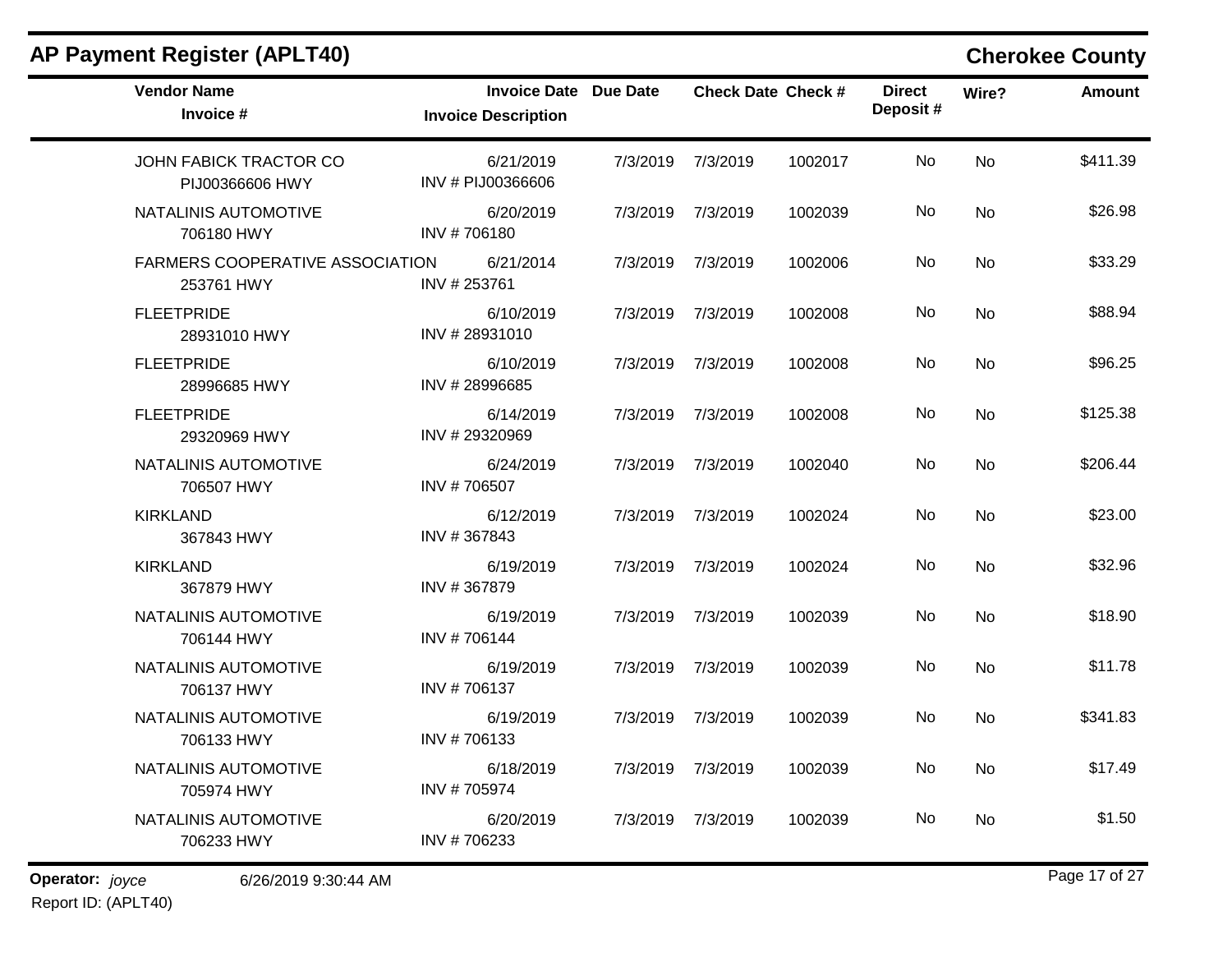## AP Payment Register (APLT40)

**Cherokee County**

| Vendor Name<br>Invoice # | Invoice Date<br>Invoice Description | Due Date | Check Date | Check # | Direct Deposit # | Wire? | Amount |
|---|---|---|---|---|---|---|---|
| JOHN FABICK TRACTOR CO<br>PIJ00366606 HWY | 6/21/2019<br>INV # PIJ00366606 | 7/3/2019 | 7/3/2019 | 1002017 | No | No | $411.39 |
| NATALINIS AUTOMOTIVE<br>706180 HWY | 6/20/2019<br>INV # 706180 | 7/3/2019 | 7/3/2019 | 1002039 | No | No | $26.98 |
| FARMERS COOPERATIVE ASSOCIATION<br>253761 HWY | 6/21/2014<br>INV # 253761 | 7/3/2019 | 7/3/2019 | 1002006 | No | No | $33.29 |
| FLEETPRIDE<br>28931010 HWY | 6/10/2019<br>INV # 28931010 | 7/3/2019 | 7/3/2019 | 1002008 | No | No | $88.94 |
| FLEETPRIDE<br>28996685 HWY | 6/10/2019<br>INV # 28996685 | 7/3/2019 | 7/3/2019 | 1002008 | No | No | $96.25 |
| FLEETPRIDE<br>29320969 HWY | 6/14/2019<br>INV # 29320969 | 7/3/2019 | 7/3/2019 | 1002008 | No | No | $125.38 |
| NATALINIS AUTOMOTIVE<br>706507 HWY | 6/24/2019<br>INV # 706507 | 7/3/2019 | 7/3/2019 | 1002040 | No | No | $206.44 |
| KIRKLAND<br>367843 HWY | 6/12/2019<br>INV # 367843 | 7/3/2019 | 7/3/2019 | 1002024 | No | No | $23.00 |
| KIRKLAND<br>367879 HWY | 6/19/2019<br>INV # 367879 | 7/3/2019 | 7/3/2019 | 1002024 | No | No | $32.96 |
| NATALINIS AUTOMOTIVE<br>706144 HWY | 6/19/2019<br>INV # 706144 | 7/3/2019 | 7/3/2019 | 1002039 | No | No | $18.90 |
| NATALINIS AUTOMOTIVE<br>706137 HWY | 6/19/2019<br>INV # 706137 | 7/3/2019 | 7/3/2019 | 1002039 | No | No | $11.78 |
| NATALINIS AUTOMOTIVE<br>706133 HWY | 6/19/2019<br>INV # 706133 | 7/3/2019 | 7/3/2019 | 1002039 | No | No | $341.83 |
| NATALINIS AUTOMOTIVE<br>705974 HWY | 6/18/2019<br>INV # 705974 | 7/3/2019 | 7/3/2019 | 1002039 | No | No | $17.49 |
| NATALINIS AUTOMOTIVE<br>706233 HWY | 6/20/2019<br>INV # 706233 | 7/3/2019 | 7/3/2019 | 1002039 | No | No | $1.50 |

**Operator:** *joyce* 6/26/2019 9:30:44 AM

Report ID: (APLT40)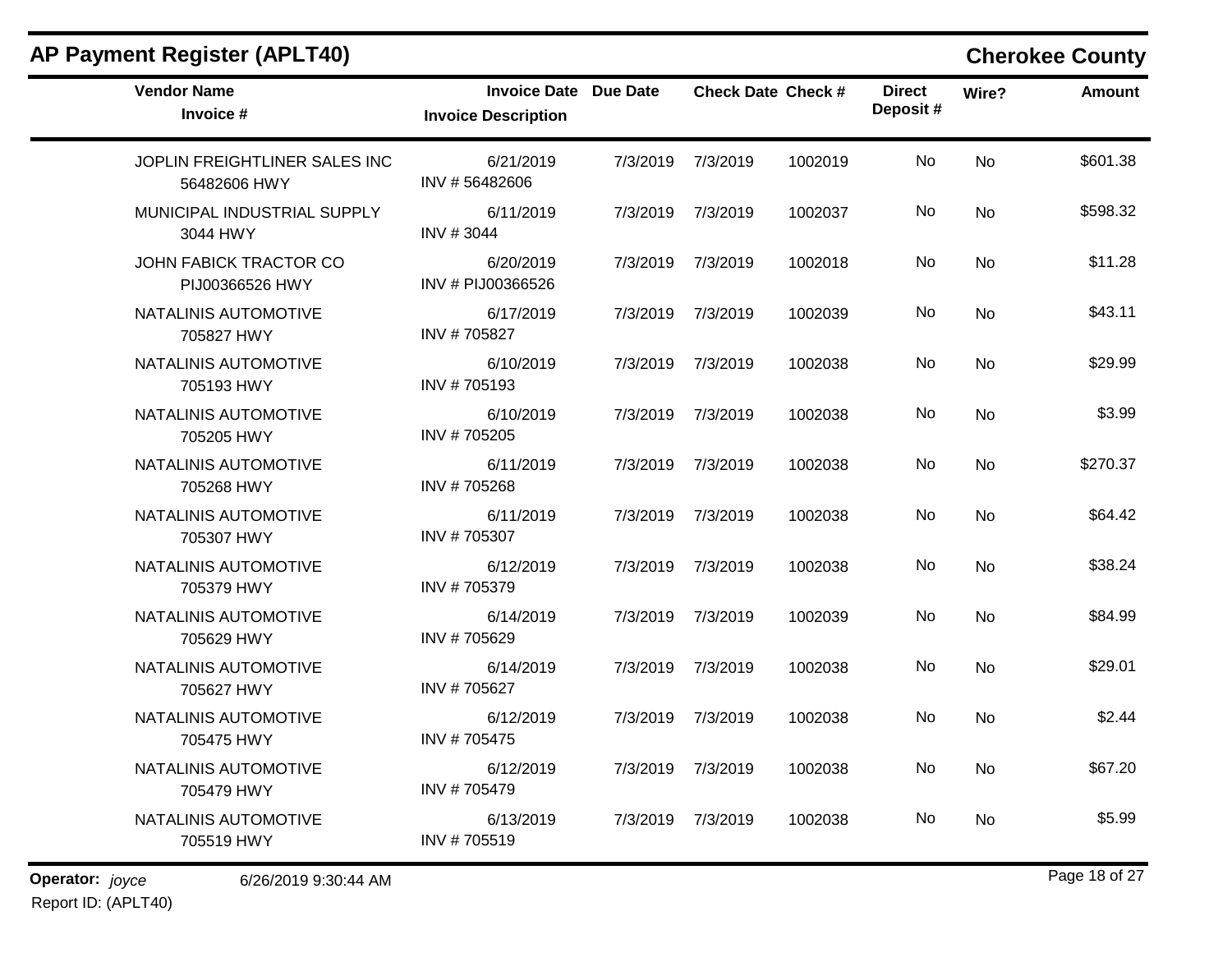## AP Payment Register (APLT40) — Cherokee County

| Vendor Name / Invoice # | Invoice Date / Invoice Description | Due Date | Check Date | Check # | Direct Deposit # | Wire? | Amount |
|---|---|---|---|---|---|---|---|
| JOPLIN FREIGHTLINER SALES INC<br>56482606 HWY | 6/21/2019<br>INV # 56482606 | 7/3/2019 | 7/3/2019 | 1002019 | No | No | $601.38 |
| MUNICIPAL INDUSTRIAL SUPPLY<br>3044 HWY | 6/11/2019<br>INV # 3044 | 7/3/2019 | 7/3/2019 | 1002037 | No | No | $598.32 |
| JOHN FABICK TRACTOR CO<br>PIJ00366526 HWY | 6/20/2019<br>INV # PIJ00366526 | 7/3/2019 | 7/3/2019 | 1002018 | No | No | $11.28 |
| NATALINIS AUTOMOTIVE<br>705827 HWY | 6/17/2019<br>INV # 705827 | 7/3/2019 | 7/3/2019 | 1002039 | No | No | $43.11 |
| NATALINIS AUTOMOTIVE<br>705193 HWY | 6/10/2019<br>INV # 705193 | 7/3/2019 | 7/3/2019 | 1002038 | No | No | $29.99 |
| NATALINIS AUTOMOTIVE<br>705205 HWY | 6/10/2019<br>INV # 705205 | 7/3/2019 | 7/3/2019 | 1002038 | No | No | $3.99 |
| NATALINIS AUTOMOTIVE<br>705268 HWY | 6/11/2019<br>INV # 705268 | 7/3/2019 | 7/3/2019 | 1002038 | No | No | $270.37 |
| NATALINIS AUTOMOTIVE<br>705307 HWY | 6/11/2019<br>INV # 705307 | 7/3/2019 | 7/3/2019 | 1002038 | No | No | $64.42 |
| NATALINIS AUTOMOTIVE<br>705379 HWY | 6/12/2019<br>INV # 705379 | 7/3/2019 | 7/3/2019 | 1002038 | No | No | $38.24 |
| NATALINIS AUTOMOTIVE<br>705629 HWY | 6/14/2019<br>INV # 705629 | 7/3/2019 | 7/3/2019 | 1002039 | No | No | $84.99 |
| NATALINIS AUTOMOTIVE<br>705627 HWY | 6/14/2019<br>INV # 705627 | 7/3/2019 | 7/3/2019 | 1002038 | No | No | $29.01 |
| NATALINIS AUTOMOTIVE<br>705475 HWY | 6/12/2019<br>INV # 705475 | 7/3/2019 | 7/3/2019 | 1002038 | No | No | $2.44 |
| NATALINIS AUTOMOTIVE<br>705479 HWY | 6/12/2019<br>INV # 705479 | 7/3/2019 | 7/3/2019 | 1002038 | No | No | $67.20 |
| NATALINIS AUTOMOTIVE<br>705519 HWY | 6/13/2019<br>INV # 705519 | 7/3/2019 | 7/3/2019 | 1002038 | No | No | $5.99 |

**Operator:** *joyce* 6/26/2019 9:30:44 AM
Report ID: (APLT40)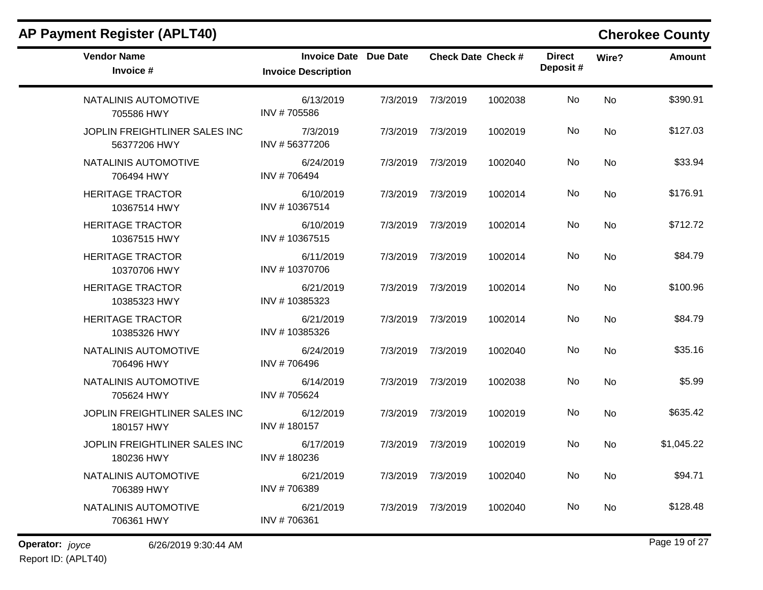## AP Payment Register (APLT40)

**Cherokee County**

| Vendor Name / Invoice # | Invoice Date / Invoice Description | Due Date | Check Date | Check # | Direct Deposit # | Wire? | Amount |
|---|---|---|---|---|---|---|---|
| NATALINIS AUTOMOTIVE<br>705586 HWY | 6/13/2019<br>INV # 705586 | 7/3/2019 | 7/3/2019 | 1002038 | No | No | $390.91 |
| JOPLIN FREIGHTLINER SALES INC<br>56377206 HWY | 7/3/2019<br>INV # 56377206 | 7/3/2019 | 7/3/2019 | 1002019 | No | No | $127.03 |
| NATALINIS AUTOMOTIVE<br>706494 HWY | 6/24/2019<br>INV # 706494 | 7/3/2019 | 7/3/2019 | 1002040 | No | No | $33.94 |
| HERITAGE TRACTOR<br>10367514 HWY | 6/10/2019<br>INV # 10367514 | 7/3/2019 | 7/3/2019 | 1002014 | No | No | $176.91 |
| HERITAGE TRACTOR<br>10367515 HWY | 6/10/2019<br>INV # 10367515 | 7/3/2019 | 7/3/2019 | 1002014 | No | No | $712.72 |
| HERITAGE TRACTOR<br>10370706 HWY | 6/11/2019<br>INV # 10370706 | 7/3/2019 | 7/3/2019 | 1002014 | No | No | $84.79 |
| HERITAGE TRACTOR<br>10385323 HWY | 6/21/2019<br>INV # 10385323 | 7/3/2019 | 7/3/2019 | 1002014 | No | No | $100.96 |
| HERITAGE TRACTOR<br>10385326 HWY | 6/21/2019<br>INV # 10385326 | 7/3/2019 | 7/3/2019 | 1002014 | No | No | $84.79 |
| NATALINIS AUTOMOTIVE<br>706496 HWY | 6/24/2019<br>INV # 706496 | 7/3/2019 | 7/3/2019 | 1002040 | No | No | $35.16 |
| NATALINIS AUTOMOTIVE<br>705624 HWY | 6/14/2019<br>INV # 705624 | 7/3/2019 | 7/3/2019 | 1002038 | No | No | $5.99 |
| JOPLIN FREIGHTLINER SALES INC<br>180157 HWY | 6/12/2019<br>INV # 180157 | 7/3/2019 | 7/3/2019 | 1002019 | No | No | $635.42 |
| JOPLIN FREIGHTLINER SALES INC<br>180236 HWY | 6/17/2019<br>INV # 180236 | 7/3/2019 | 7/3/2019 | 1002019 | No | No | $1,045.22 |
| NATALINIS AUTOMOTIVE<br>706389 HWY | 6/21/2019<br>INV # 706389 | 7/3/2019 | 7/3/2019 | 1002040 | No | No | $94.71 |
| NATALINIS AUTOMOTIVE<br>706361 HWY | 6/21/2019<br>INV # 706361 | 7/3/2019 | 7/3/2019 | 1002040 | No | No | $128.48 |

**Operator:** *joyce* 6/26/2019 9:30:44 AM

Report ID: (APLT40)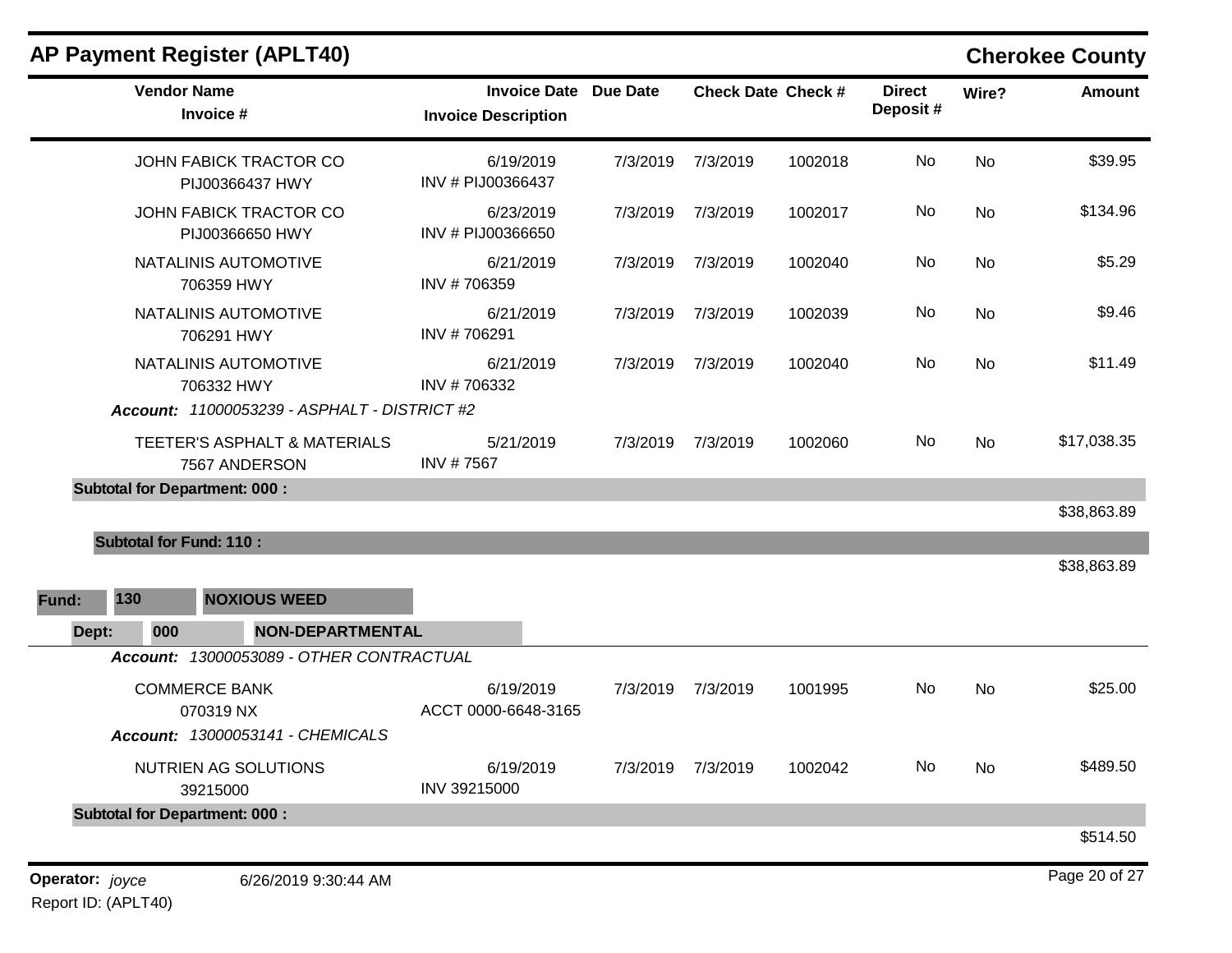## AP Payment Register (APLT40)

**Cherokee County**

| Vendor Name / Invoice # | Invoice Date / Invoice Description | Due Date | Check Date | Check # | Direct Deposit # | Wire? | Amount |
|---|---|---|---|---|---|---|---|
| JOHN FABICK TRACTOR CO<br>PIJ00366437 HWY | 6/19/2019<br>INV # PIJ00366437 | 7/3/2019 | 7/3/2019 | 1002018 | No | No | $39.95 |
| JOHN FABICK TRACTOR CO<br>PIJ00366650 HWY | 6/23/2019<br>INV # PIJ00366650 | 7/3/2019 | 7/3/2019 | 1002017 | No | No | $134.96 |
| NATALINIS AUTOMOTIVE<br>706359 HWY | 6/21/2019<br>INV # 706359 | 7/3/2019 | 7/3/2019 | 1002040 | No | No | $5.29 |
| NATALINIS AUTOMOTIVE<br>706291 HWY | 6/21/2019<br>INV # 706291 | 7/3/2019 | 7/3/2019 | 1002039 | No | No | $9.46 |
| NATALINIS AUTOMOTIVE<br>706332 HWY | 6/21/2019<br>INV # 706332 | 7/3/2019 | 7/3/2019 | 1002040 | No | No | $11.49 |
| ***Account:*** *11000053239 - ASPHALT - DISTRICT #2* | | | | | | | |
| TEETER'S ASPHALT & MATERIALS<br>7567 ANDERSON | 5/21/2019<br>INV # 7567 | 7/3/2019 | 7/3/2019 | 1002060 | No | No | $17,038.35 |
| **Subtotal for Department: 000 :** | | | | | | | $38,863.89 |
| **Subtotal for Fund: 110 :** | | | | | | | $38,863.89 |

**Fund: 130 NOXIOUS WEED**

**Dept: 000 NON-DEPARTMENTAL**

| Vendor Name / Invoice # | Invoice Date / Invoice Description | Due Date | Check Date | Check # | Direct Deposit # | Wire? | Amount |
|---|---|---|---|---|---|---|---|
| ***Account:*** *13000053089 - OTHER CONTRACTUAL* | | | | | | | |
| COMMERCE BANK<br>070319 NX | 6/19/2019<br>ACCT 0000-6648-3165 | 7/3/2019 | 7/3/2019 | 1001995 | No | No | $25.00 |
| ***Account:*** *13000053141 - CHEMICALS* | | | | | | | |
| NUTRIEN AG SOLUTIONS<br>39215000 | 6/19/2019<br>INV 39215000 | 7/3/2019 | 7/3/2019 | 1002042 | No | No | $489.50 |
| **Subtotal for Department: 000 :** | | | | | | | $514.50 |

**Operator:** *joyce* 6/26/2019 9:30:44 AM

Report ID: (APLT40)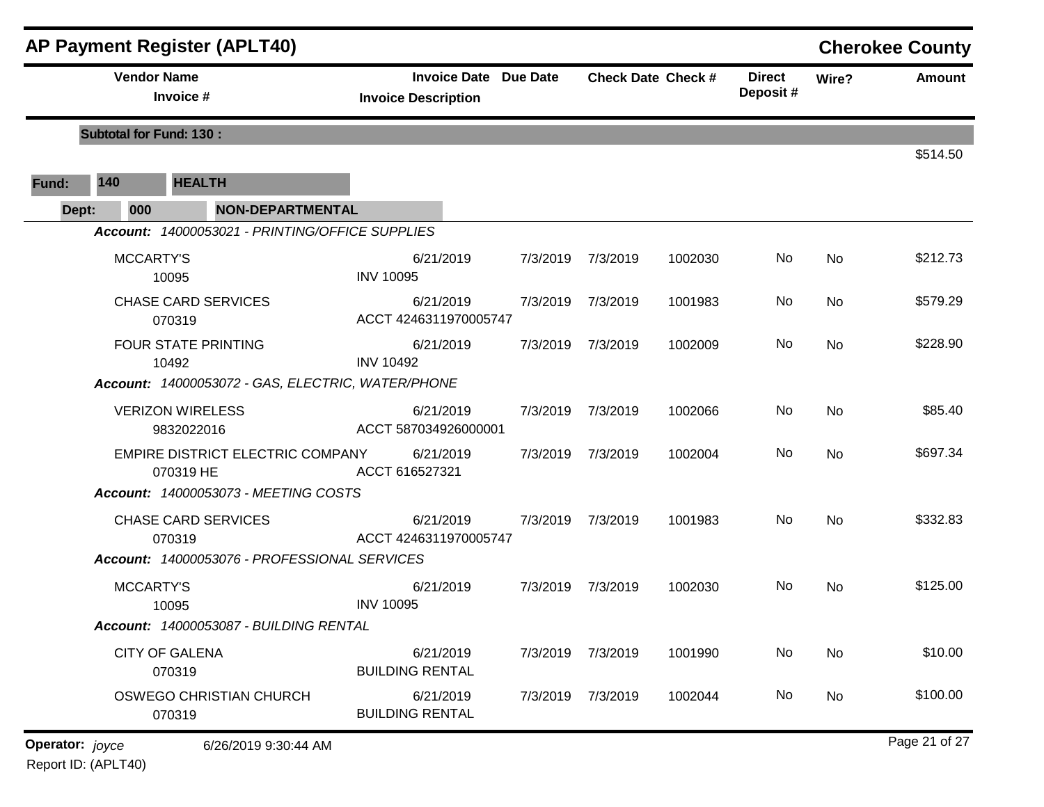## AP Payment Register (APLT40) — Cherokee County

| Vendor Name / Invoice # | Invoice Date / Invoice Description | Due Date | Check Date | Check # | Direct Deposit # | Wire? | Amount |
|---|---|---|---|---|---|---|---|
| **Subtotal for Fund: 130 :** | | | | | | | $514.50 |

**Fund:** 140 **HEALTH**

**Dept:** 000 **NON-DEPARTMENTAL**

| Vendor Name / Invoice # | Invoice Date / Invoice Description | Due Date | Check Date | Check # | Direct Deposit # | Wire? | Amount |
|---|---|---|---|---|---|---|---|
| ***Account:** 14000053021 - PRINTING/OFFICE SUPPLIES* | | | | | | | |
| MCCARTY'S 10095 | 6/21/2019 INV 10095 | 7/3/2019 | 7/3/2019 | 1002030 | No | No | $212.73 |
| CHASE CARD SERVICES 070319 | 6/21/2019 ACCT 4246311970005747 | 7/3/2019 | 7/3/2019 | 1001983 | No | No | $579.29 |
| FOUR STATE PRINTING 10492 | 6/21/2019 INV 10492 | 7/3/2019 | 7/3/2019 | 1002009 | No | No | $228.90 |
| ***Account:** 14000053072 - GAS, ELECTRIC, WATER/PHONE* | | | | | | | |
| VERIZON WIRELESS 9832022016 | 6/21/2019 ACCT 587034926000001 | 7/3/2019 | 7/3/2019 | 1002066 | No | No | $85.40 |
| EMPIRE DISTRICT ELECTRIC COMPANY 070319 HE | 6/21/2019 ACCT 616527321 | 7/3/2019 | 7/3/2019 | 1002004 | No | No | $697.34 |
| ***Account:** 14000053073 - MEETING COSTS* | | | | | | | |
| CHASE CARD SERVICES 070319 | 6/21/2019 ACCT 4246311970005747 | 7/3/2019 | 7/3/2019 | 1001983 | No | No | $332.83 |
| ***Account:** 14000053076 - PROFESSIONAL SERVICES* | | | | | | | |
| MCCARTY'S 10095 | 6/21/2019 INV 10095 | 7/3/2019 | 7/3/2019 | 1002030 | No | No | $125.00 |
| ***Account:** 14000053087 - BUILDING RENTAL* | | | | | | | |
| CITY OF GALENA 070319 | 6/21/2019 BUILDING RENTAL | 7/3/2019 | 7/3/2019 | 1001990 | No | No | $10.00 |
| OSWEGO CHRISTIAN CHURCH 070319 | 6/21/2019 BUILDING RENTAL | 7/3/2019 | 7/3/2019 | 1002044 | No | No | $100.00 |

**Operator:** *joyce* 6/26/2019 9:30:44 AM

Report ID: (APLT40)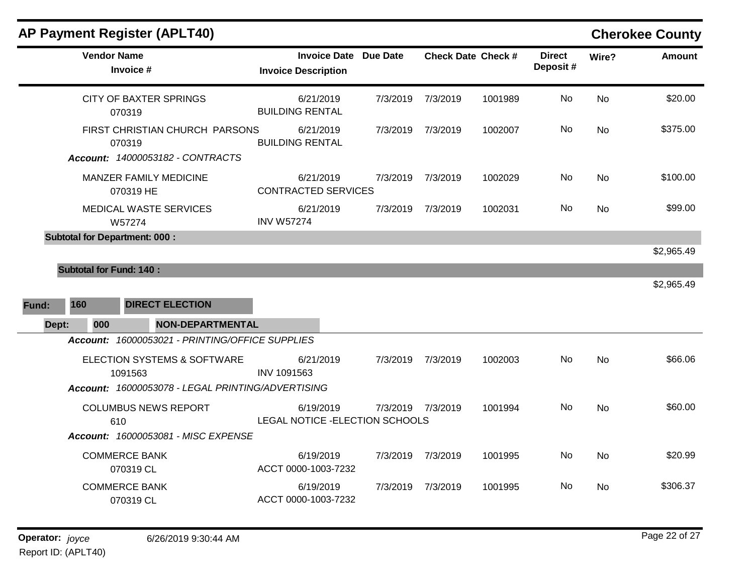## AP Payment Register (APLT40)

**Cherokee County**

| Vendor Name / Invoice # | Invoice Date / Invoice Description | Due Date | Check Date | Check # | Direct Deposit # | Wire? | Amount |
|---|---|---|---|---|---|---|---|
| CITY OF BAXTER SPRINGS<br>070319 | 6/21/2019<br>BUILDING RENTAL | 7/3/2019 | 7/3/2019 | 1001989 | No | No | $20.00 |
| FIRST CHRISTIAN CHURCH PARSONS<br>070319 | 6/21/2019<br>BUILDING RENTAL | 7/3/2019 | 7/3/2019 | 1002007 | No | No | $375.00 |
| ***Account:*** *14000053182 - CONTRACTS* | | | | | | | |
| MANZER FAMILY MEDICINE<br>070319 HE | 6/21/2019<br>CONTRACTED SERVICES | 7/3/2019 | 7/3/2019 | 1002029 | No | No | $100.00 |
| MEDICAL WASTE SERVICES<br>W57274 | 6/21/2019<br>INV W57274 | 7/3/2019 | 7/3/2019 | 1002031 | No | No | $99.00 |
| **Subtotal for Department: 000 :** | | | | | | | $2,965.49 |
| **Subtotal for Fund: 140 :** | | | | | | | $2,965.49 |

**Fund: 160 DIRECT ELECTION**

**Dept: 000 NON-DEPARTMENTAL**

| Vendor Name / Invoice # | Invoice Date / Invoice Description | Due Date | Check Date | Check # | Direct Deposit # | Wire? | Amount |
|---|---|---|---|---|---|---|---|
| ***Account:*** *16000053021 - PRINTING/OFFICE SUPPLIES* | | | | | | | |
| ELECTION SYSTEMS & SOFTWARE<br>1091563 | 6/21/2019<br>INV 1091563 | 7/3/2019 | 7/3/2019 | 1002003 | No | No | $66.06 |
| ***Account:*** *16000053078 - LEGAL PRINTING/ADVERTISING* | | | | | | | |
| COLUMBUS NEWS REPORT<br>610 | 6/19/2019<br>LEGAL NOTICE -ELECTION SCHOOLS | 7/3/2019 | 7/3/2019 | 1001994 | No | No | $60.00 |
| ***Account:*** *16000053081 - MISC EXPENSE* | | | | | | | |
| COMMERCE BANK<br>070319 CL | 6/19/2019<br>ACCT 0000-1003-7232 | 7/3/2019 | 7/3/2019 | 1001995 | No | No | $20.99 |
| COMMERCE BANK<br>070319 CL | 6/19/2019<br>ACCT 0000-1003-7232 | 7/3/2019 | 7/3/2019 | 1001995 | No | No | $306.37 |

**Operator:** *joyce* 6/26/2019 9:30:44 AM

Report ID: (APLT40)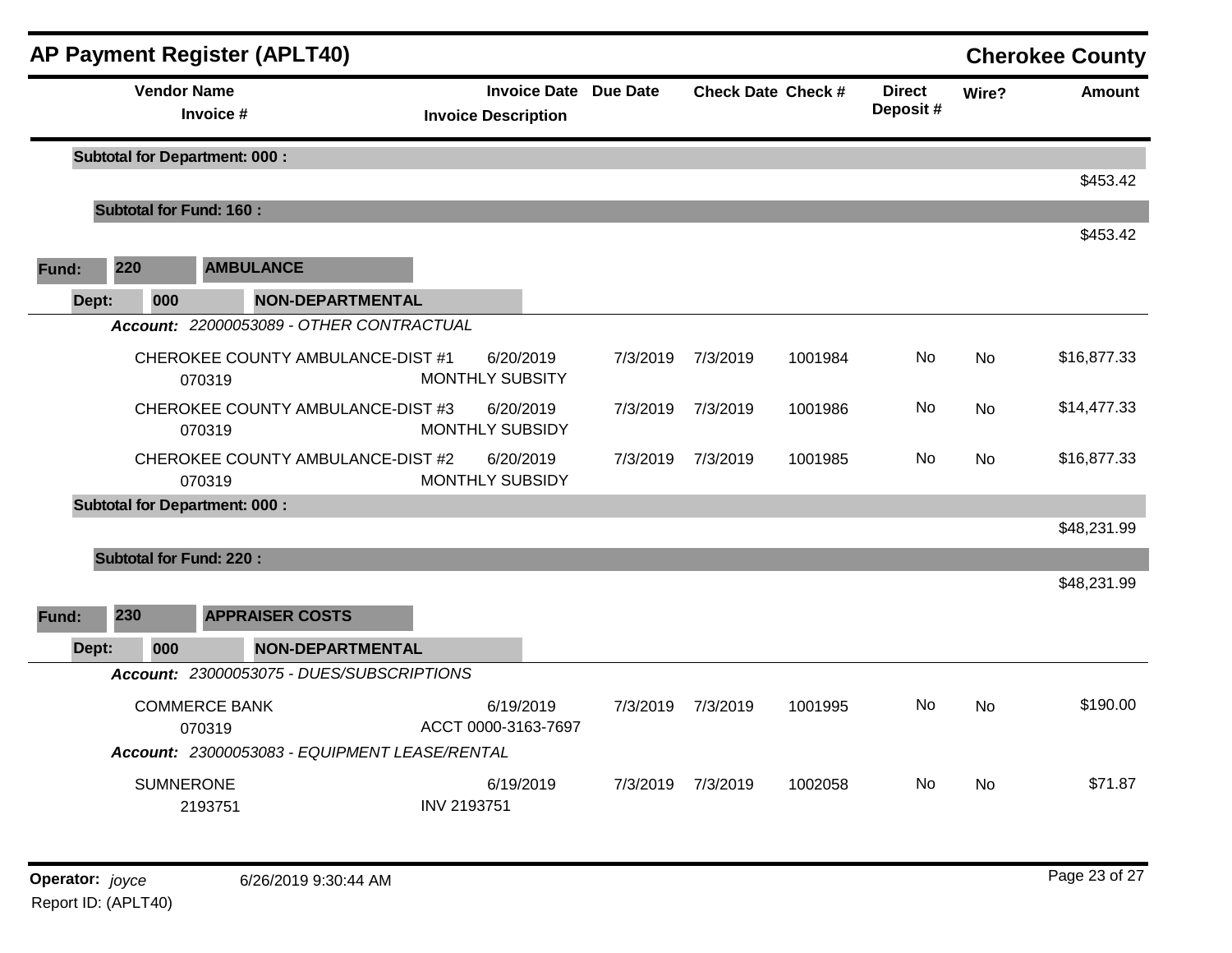## AP Payment Register (APLT40)

**Cherokee County**

| Vendor Name / Invoice # | Invoice Date / Invoice Description | Due Date | Check Date | Check # | Direct Deposit # | Wire? | Amount |
|---|---|---|---|---|---|---|---|
| **Subtotal for Department: 000 :** | | | | | | | $453.42 |
| **Subtotal for Fund: 160 :** | | | | | | | $453.42 |
| **Fund: 220 AMBULANCE** | | | | | | | |
| **Dept: 000 NON-DEPARTMENTAL** | | | | | | | |
| ***Account:*** *22000053089 - OTHER CONTRACTUAL* | | | | | | | |
| CHEROKEE COUNTY AMBULANCE-DIST #1 070319 | 6/20/2019 MONTHLY SUBSITY | 7/3/2019 | 7/3/2019 | 1001984 | No | No | $16,877.33 |
| CHEROKEE COUNTY AMBULANCE-DIST #3 070319 | 6/20/2019 MONTHLY SUBSIDY | 7/3/2019 | 7/3/2019 | 1001986 | No | No | $14,477.33 |
| CHEROKEE COUNTY AMBULANCE-DIST #2 070319 | 6/20/2019 MONTHLY SUBSIDY | 7/3/2019 | 7/3/2019 | 1001985 | No | No | $16,877.33 |
| **Subtotal for Department: 000 :** | | | | | | | $48,231.99 |
| **Subtotal for Fund: 220 :** | | | | | | | $48,231.99 |
| **Fund: 230 APPRAISER COSTS** | | | | | | | |
| **Dept: 000 NON-DEPARTMENTAL** | | | | | | | |
| ***Account:*** *23000053075 - DUES/SUBSCRIPTIONS* | | | | | | | |
| COMMERCE BANK 070319 | 6/19/2019 ACCT 0000-3163-7697 | 7/3/2019 | 7/3/2019 | 1001995 | No | No | $190.00 |
| ***Account:*** *23000053083 - EQUIPMENT LEASE/RENTAL* | | | | | | | |
| SUMNERONE 2193751 | 6/19/2019 INV 2193751 | 7/3/2019 | 7/3/2019 | 1002058 | No | No | $71.87 |

**Operator:** *joyce* 6/26/2019 9:30:44 AM
Report ID: (APLT40)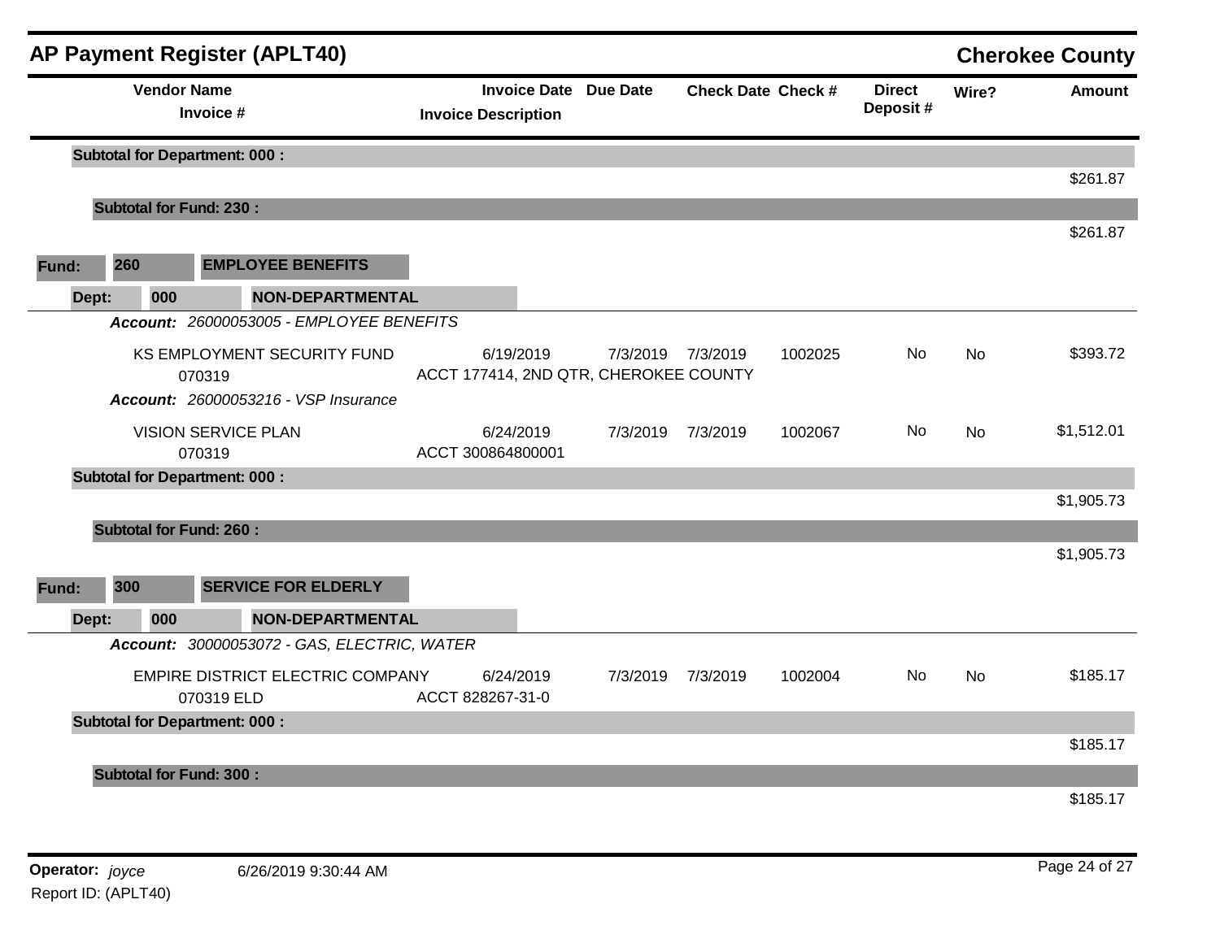## AP Payment Register (APLT40)

**Cherokee County**

| Vendor Name / Invoice # | Invoice Date / Invoice Description | Due Date | Check Date | Check # | Direct Deposit # | Wire? | Amount |
|---|---|---|---|---|---|---|---|
| **Subtotal for Department: 000 :** | | | | | | | $261.87 |
| **Subtotal for Fund: 230 :** | | | | | | | $261.87 |
| **Fund: 260 EMPLOYEE BENEFITS** | | | | | | | |
| **Dept: 000 NON-DEPARTMENTAL** | | | | | | | |
| ***Account:*** *26000053005 - EMPLOYEE BENEFITS* | | | | | | | |
| KS EMPLOYMENT SECURITY FUND<br>070319 | 6/19/2019<br>ACCT 177414, 2ND QTR, CHEROKEE COUNTY | 7/3/2019 | 7/3/2019 | 1002025 | No | No | $393.72 |
| ***Account:*** *26000053216 - VSP Insurance* | | | | | | | |
| VISION SERVICE PLAN<br>070319 | 6/24/2019<br>ACCT 300864800001 | 7/3/2019 | 7/3/2019 | 1002067 | No | No | $1,512.01 |
| **Subtotal for Department: 000 :** | | | | | | | $1,905.73 |
| **Subtotal for Fund: 260 :** | | | | | | | $1,905.73 |
| **Fund: 300 SERVICE FOR ELDERLY** | | | | | | | |
| **Dept: 000 NON-DEPARTMENTAL** | | | | | | | |
| ***Account:*** *30000053072 - GAS, ELECTRIC, WATER* | | | | | | | |
| EMPIRE DISTRICT ELECTRIC COMPANY<br>070319 ELD | 6/24/2019<br>ACCT 828267-31-0 | 7/3/2019 | 7/3/2019 | 1002004 | No | No | $185.17 |
| **Subtotal for Department: 000 :** | | | | | | | $185.17 |
| **Subtotal for Fund: 300 :** | | | | | | | $185.17 |

**Operator:** *joyce* 6/26/2019 9:30:44 AM

Report ID: (APLT40)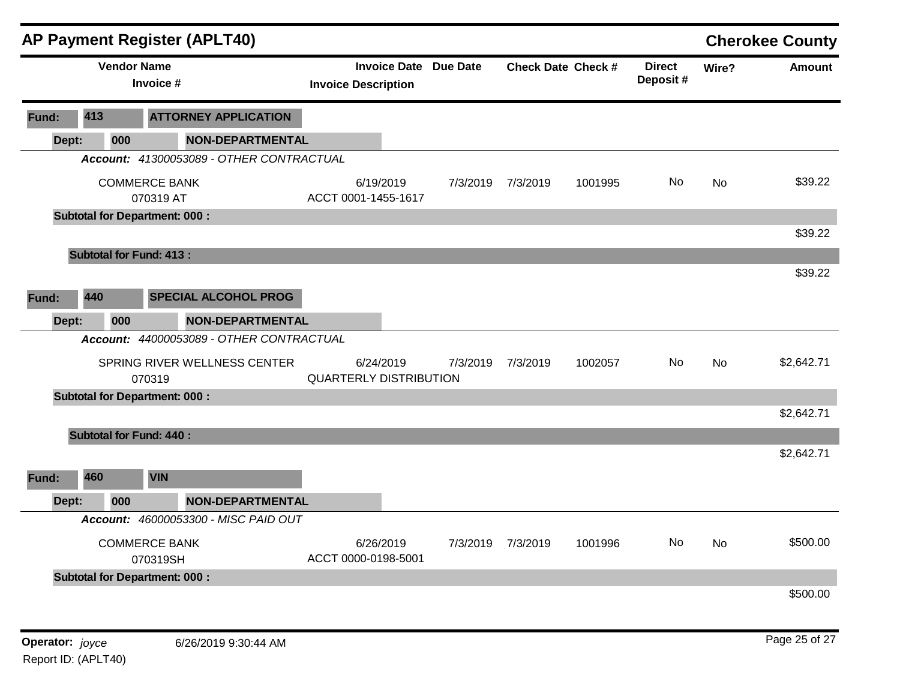## AP Payment Register (APLT40)

**Cherokee County**

| Vendor Name / Invoice # | Invoice Date / Invoice Description | Due Date | Check Date | Check # | Direct Deposit # | Wire? | Amount |
|---|---|---|---|---|---|---|---|
| **Fund: 413 ATTORNEY APPLICATION** | | | | | | | |
| **Dept: 000 NON-DEPARTMENTAL** | | | | | | | |
| ***Account:*** *41300053089 - OTHER CONTRACTUAL* | | | | | | | |
| COMMERCE BANK / 070319 AT | 6/19/2019 / ACCT 0001-1455-1617 | 7/3/2019 | 7/3/2019 | 1001995 | No | No | $39.22 |
| **Subtotal for Department: 000 :** | | | | | | | $39.22 |
| **Subtotal for Fund: 413 :** | | | | | | | $39.22 |
| **Fund: 440 SPECIAL ALCOHOL PROG** | | | | | | | |
| **Dept: 000 NON-DEPARTMENTAL** | | | | | | | |
| ***Account:*** *44000053089 - OTHER CONTRACTUAL* | | | | | | | |
| SPRING RIVER WELLNESS CENTER / 070319 | 6/24/2019 / QUARTERLY DISTRIBUTION | 7/3/2019 | 7/3/2019 | 1002057 | No | No | $2,642.71 |
| **Subtotal for Department: 000 :** | | | | | | | $2,642.71 |
| **Subtotal for Fund: 440 :** | | | | | | | $2,642.71 |
| **Fund: 460 VIN** | | | | | | | |
| **Dept: 000 NON-DEPARTMENTAL** | | | | | | | |
| ***Account:*** *46000053300 - MISC PAID OUT* | | | | | | | |
| COMMERCE BANK / 070319SH | 6/26/2019 / ACCT 0000-0198-5001 | 7/3/2019 | 7/3/2019 | 1001996 | No | No | $500.00 |
| **Subtotal for Department: 000 :** | | | | | | | $500.00 |

**Operator:** *joyce* 6/26/2019 9:30:44 AM

Report ID: (APLT40)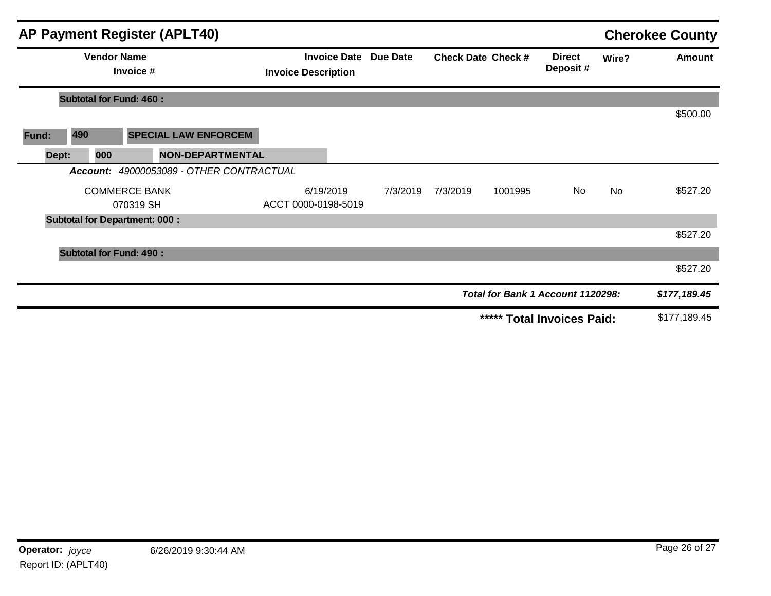# AP Payment Register (APLT40)

## Cherokee County

| Vendor Name / Invoice # | Invoice Date / Invoice Description | Due Date | Check Date | Check # | Direct Deposit # | Wire? | Amount |
|---|---|---|---|---|---|---|---|
| **Subtotal for Fund: 460 :** | | | | | | | |
| | | | | | | | $500.00 |
| **Fund: 490 SPECIAL LAW ENFORCEM** | | | | | | | |
| **Dept: 000 NON-DEPARTMENTAL** | | | | | | | |
| ***Account:*** *49000053089 - OTHER CONTRACTUAL* | | | | | | | |
| COMMERCE BANK<br>070319 SH | 6/19/2019<br>ACCT 0000-0198-5019 | 7/3/2019 | 7/3/2019 | 1001995 | No | No | $527.20 |
| **Subtotal for Department: 000 :** | | | | | | | |
| | | | | | | | $527.20 |
| **Subtotal for Fund: 490 :** | | | | | | | |
| | | | | | | | $527.20 |
| | | | | | ***Total for Bank 1 Account 1120298:*** | | ***$177,189.45*** |
| | | | | | **\*\*\*\*\* Total Invoices Paid:** | | $177,189.45 |

**Operator:** *joyce* 6/26/2019 9:30:44 AM

Report ID: (APLT40)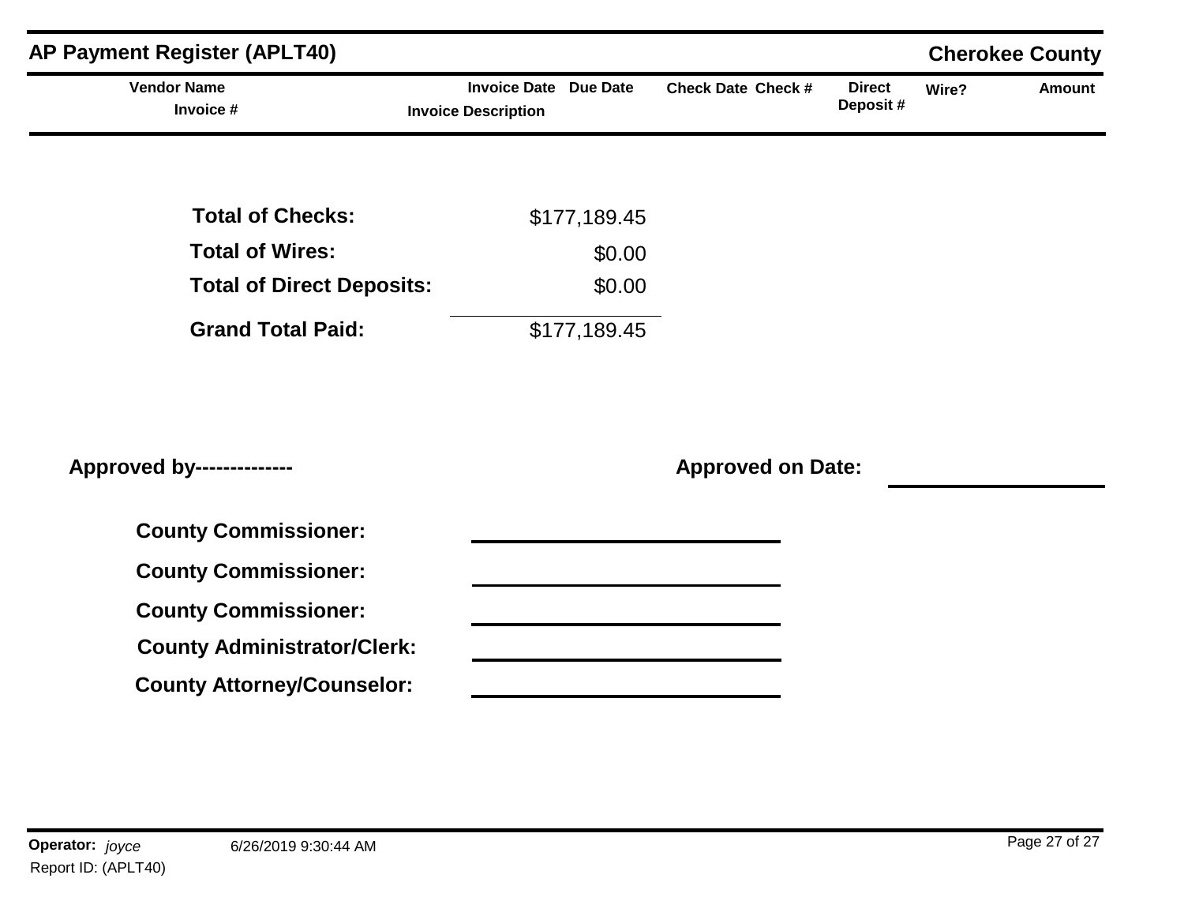## AP Payment Register (APLT40)

**Cherokee County**

| Vendor Name / Invoice # | Invoice Date / Invoice Description | Due Date | Check Date | Check # | Direct Deposit # | Wire? | Amount |
|---|---|---|---|---|---|---|---|

| | |
|---|---|
| **Total of Checks:** | $177,189.45 |
| **Total of Wires:** | $0.00 |
| **Total of Direct Deposits:** | $0.00 |
| **Grand Total Paid:** | $177,189.45 |

**Approved by--------------**

**Approved on Date:** ______________________

**County Commissioner:** ______________________

**County Commissioner:** ______________________

**County Commissioner:** ______________________

**County Administrator/Clerk:** ______________________

**County Attorney/Counselor:** ______________________

**Operator:** *joyce* 6/26/2019 9:30:44 AM

Report ID: (APLT40)